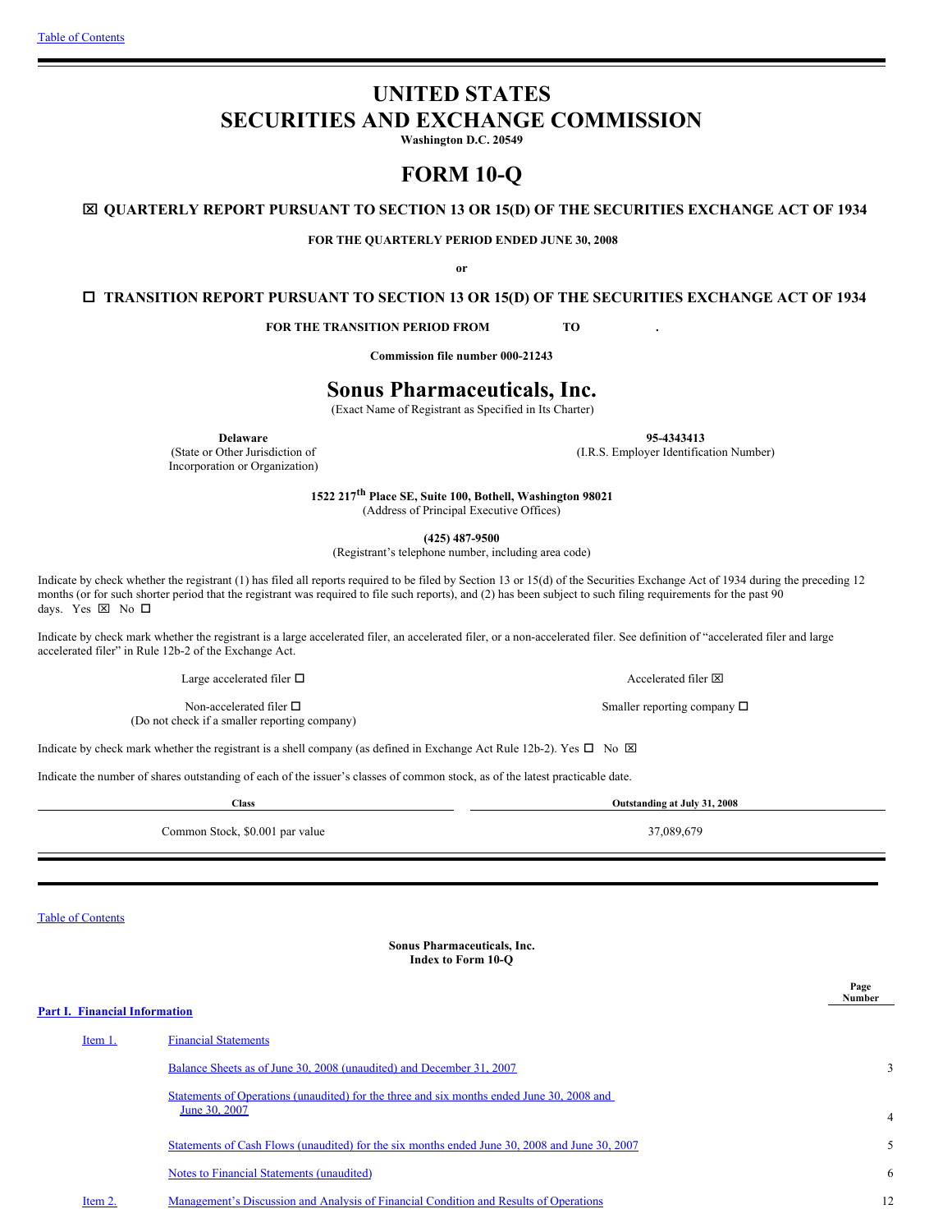# UNITED STATES
# SECURITIES AND EXCHANGE COMMISSION

**Washington D.C. 20549**

# FORM 10-Q

☒ **QUARTERLY REPORT PURSUANT TO SECTION 13 OR 15(D) OF THE SECURITIES EXCHANGE ACT OF 1934**

**FOR THE QUARTERLY PERIOD ENDED JUNE 30, 2008**

**or**

☐ **TRANSITION REPORT PURSUANT TO SECTION 13 OR 15(D) OF THE SECURITIES EXCHANGE ACT OF 1934**

**FOR THE TRANSITION PERIOD FROM TO .**

**Commission file number 000-21243**

# Sonus Pharmaceuticals, Inc.

(Exact Name of Registrant as Specified in Its Charter)

| **Delaware** | **95-4343413** |
|---|---|
| (State or Other Jurisdiction of Incorporation or Organization) | (I.R.S. Employer Identification Number) |

**1522 217th Place SE, Suite 100, Bothell, Washington 98021**
(Address of Principal Executive Offices)

**(425) 487-9500**
(Registrant's telephone number, including area code)

Indicate by check whether the registrant (1) has filed all reports required to be filed by Section 13 or 15(d) of the Securities Exchange Act of 1934 during the preceding 12 months (or for such shorter period that the registrant was required to file such reports), and (2) has been subject to such filing requirements for the past 90 days. Yes ☒ No ☐

Indicate by check mark whether the registrant is a large accelerated filer, an accelerated filer, or a non-accelerated filer. See definition of "accelerated filer and large accelerated filer" in Rule 12b-2 of the Exchange Act.

| | |
|---|---|
| Large accelerated filer ☐ | Accelerated filer ☒ |
| Non-accelerated filer ☐ (Do not check if a smaller reporting company) | Smaller reporting company ☐ |

Indicate by check mark whether the registrant is a shell company (as defined in Exchange Act Rule 12b-2). Yes ☐ No ☒

Indicate the number of shares outstanding of each of the issuer's classes of common stock, as of the latest practicable date.

| Class | Outstanding at July 31, 2008 |
|---|---|
| Common Stock, $0.001 par value | 37,089,679 |

---

**Sonus Pharmaceuticals, Inc.**
**Index to Form 10-Q**

| | | Page Number |
|---|---|---|
| **Part I. Financial Information** | | |
| Item 1. | Financial Statements | |
| | Balance Sheets as of June 30, 2008 (unaudited) and December 31, 2007 | 3 |
| | Statements of Operations (unaudited) for the three and six months ended June 30, 2008 and June 30, 2007 | 4 |
| | Statements of Cash Flows (unaudited) for the six months ended June 30, 2008 and June 30, 2007 | 5 |
| | Notes to Financial Statements (unaudited) | 6 |
| Item 2. | Management's Discussion and Analysis of Financial Condition and Results of Operations | 12 |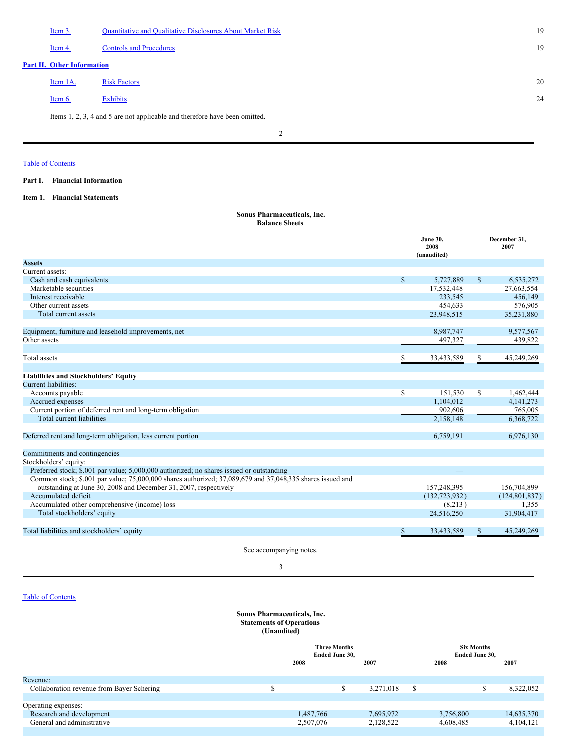| | | |
|---|---|---|
| Item 3. | Quantitative and Qualitative Disclosures About Market Risk | 19 |
| Item 4. | Controls and Procedures | 19 |

**Part II. Other Information**

| | | |
|---|---|---|
| Item 1A. | Risk Factors | 20 |
| Item 6. | Exhibits | 24 |

Items 1, 2, 3, 4 and 5 are not applicable and therefore have been omitted.

Table of Contents

## Part I. Financial Information

### Item 1. Financial Statements

**Sonus Pharmaceuticals, Inc.**
**Balance Sheets**

| | June 30, 2008 (unaudited) | December 31, 2007 |
|---|---|---|
| **Assets** | | |
| Current assets: | | |
| Cash and cash equivalents | $ 5,727,889 | $ 6,535,272 |
| Marketable securities | 17,532,448 | 27,663,554 |
| Interest receivable | 233,545 | 456,149 |
| Other current assets | 454,633 | 576,905 |
| Total current assets | 23,948,515 | 35,231,880 |
| | | |
| Equipment, furniture and leasehold improvements, net | 8,987,747 | 9,577,567 |
| Other assets | 497,327 | 439,822 |
| | | |
| Total assets | $ 33,433,589 | $ 45,249,269 |
| | | |
| **Liabilities and Stockholders' Equity** | | |
| Current liabilities: | | |
| Accounts payable | $ 151,530 | $ 1,462,444 |
| Accrued expenses | 1,104,012 | 4,141,273 |
| Current portion of deferred rent and long-term obligation | 902,606 | 765,005 |
| Total current liabilities | 2,158,148 | 6,368,722 |
| | | |
| Deferred rent and long-term obligation, less current portion | 6,759,191 | 6,976,130 |
| | | |
| Commitments and contingencies | | |
| Stockholders' equity: | | |
| Preferred stock; $.001 par value; 5,000,000 authorized; no shares issued or outstanding | — | — |
| Common stock; $.001 par value; 75,000,000 shares authorized; 37,089,679 and 37,048,335 shares issued and outstanding at June 30, 2008 and December 31, 2007, respectively | 157,248,395 | 156,704,899 |
| Accumulated deficit | (132,723,932) | (124,801,837) |
| Accumulated other comprehensive (income) loss | (8,213) | 1,355 |
| Total stockholders' equity | 24,516,250 | 31,904,417 |
| | | |
| Total liabilities and stockholders' equity | $ 33,433,589 | $ 45,249,269 |

See accompanying notes.

Table of Contents

**Sonus Pharmaceuticals, Inc.**
**Statements of Operations**
**(Unaudited)**

| | Three Months Ended June 30, | | Six Months Ended June 30, | |
|---|---|---|---|---|
| | 2008 | 2007 | 2008 | 2007 |
| Revenue: | | | | |
| Collaboration revenue from Bayer Schering | $ — | $ 3,271,018 | $ — | $ 8,322,052 |
| | | | | |
| Operating expenses: | | | | |
| Research and development | 1,487,766 | 7,695,972 | 3,756,800 | 14,635,370 |
| General and administrative | 2,507,076 | 2,128,522 | 4,608,485 | 4,104,121 |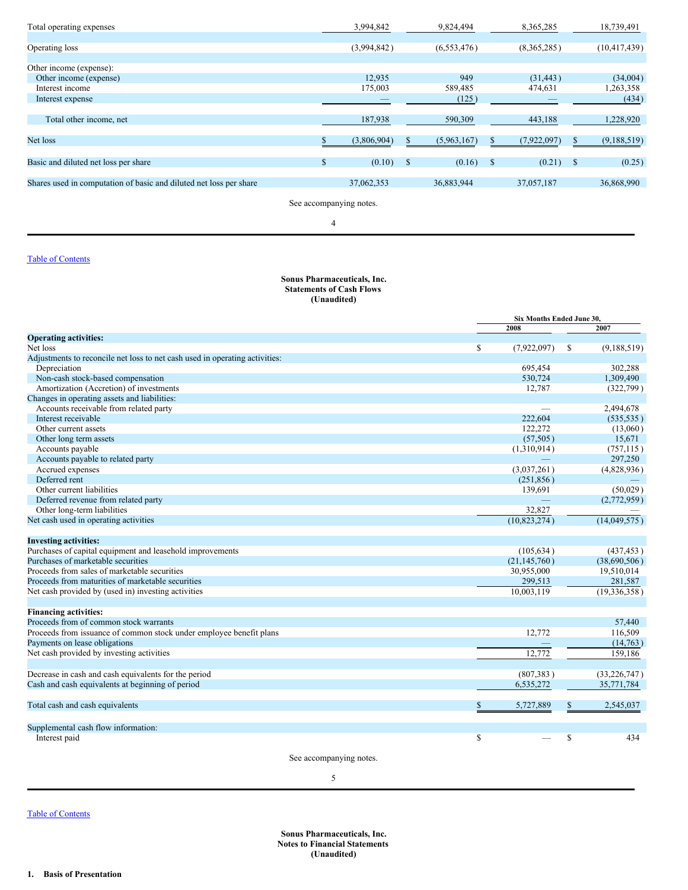| | | | | |
|---|---|---|---|---|
| Total operating expenses | 3,994,842 | 9,824,494 | 8,365,285 | 18,739,491 |
| Operating loss | (3,994,842) | (6,553,476) | (8,365,285) | (10,417,439) |
| Other income (expense): | | | | |
| Other income (expense) | 12,935 | 949 | (31,443) | (34,004) |
| Interest income | 175,003 | 589,485 | 474,631 | 1,263,358 |
| Interest expense | — | (125) | — | (434) |
| Total other income, net | 187,938 | 590,309 | 443,188 | 1,228,920 |
| Net loss | $ (3,806,904) | $ (5,963,167) | $ (7,922,097) | $ (9,188,519) |
| Basic and diluted net loss per share | $ (0.10) | $ (0.16) | $ (0.21) | $ (0.25) |
| Shares used in computation of basic and diluted net loss per share | 37,062,353 | 36,883,944 | 37,057,187 | 36,868,990 |

See accompanying notes.

**Sonus Pharmaceuticals, Inc.**
**Statements of Cash Flows**
**(Unaudited)**

| | Six Months Ended June 30, | |
|---|---|---|
| | 2008 | 2007 |
| **Operating activities:** | | |
| Net loss | $ (7,922,097) | $ (9,188,519) |
| Adjustments to reconcile net loss to net cash used in operating activities: | | |
| Depreciation | 695,454 | 302,288 |
| Non-cash stock-based compensation | 530,724 | 1,309,490 |
| Amortization (Accretion) of investments | 12,787 | (322,799) |
| Changes in operating assets and liabilities: | | |
| Accounts receivable from related party | — | 2,494,678 |
| Interest receivable | 222,604 | (535,535) |
| Other current assets | 122,272 | (13,060) |
| Other long term assets | (57,505) | 15,671 |
| Accounts payable | (1,310,914) | (757,115) |
| Accounts payable to related party | — | 297,250 |
| Accrued expenses | (3,037,261) | (4,828,936) |
| Deferred rent | (251,856) | — |
| Other current liabilities | 139,691 | (50,029) |
| Deferred revenue from related party | — | (2,772,959) |
| Other long-term liabilities | 32,827 | — |
| Net cash used in operating activities | (10,823,274) | (14,049,575) |
| **Investing activities:** | | |
| Purchases of capital equipment and leasehold improvements | (105,634) | (437,453) |
| Purchases of marketable securities | (21,145,760) | (38,690,506) |
| Proceeds from sales of marketable securities | 30,955,000 | 19,510,014 |
| Proceeds from maturities of marketable securities | 299,513 | 281,587 |
| Net cash provided by (used in) investing activities | 10,003,119 | (19,336,358) |
| **Financing activities:** | | |
| Proceeds from of common stock warrants | | 57,440 |
| Proceeds from issuance of common stock under employee benefit plans | 12,772 | 116,509 |
| Payments on lease obligations | — | (14,763) |
| Net cash provided by investing activities | 12,772 | 159,186 |
| Decrease in cash and cash equivalents for the period | (807,383) | (33,226,747) |
| Cash and cash equivalents at beginning of period | 6,535,272 | 35,771,784 |
| Total cash and cash equivalents | $ 5,727,889 | $ 2,545,037 |
| Supplemental cash flow information: | | |
| Interest paid | $ — | $ 434 |

See accompanying notes.

**Sonus Pharmaceuticals, Inc.**
**Notes to Financial Statements**
**(Unaudited)**

**1. Basis of Presentation**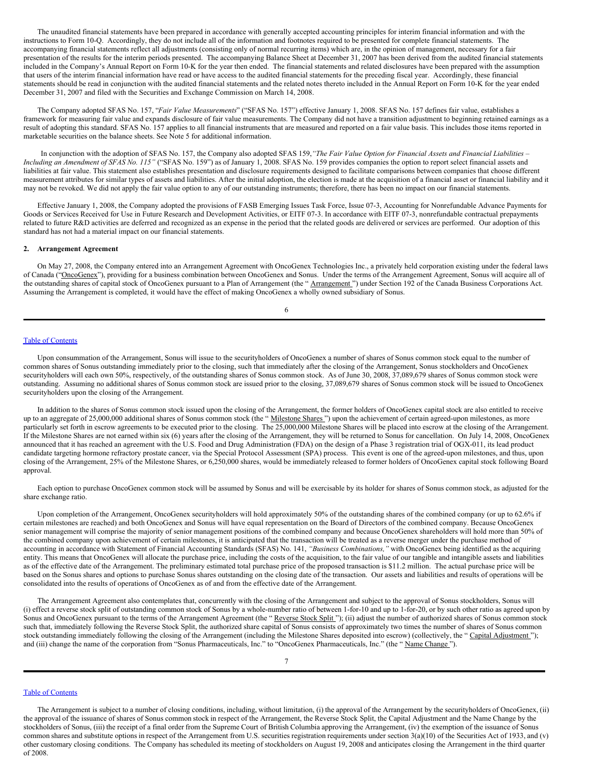The unaudited financial statements have been prepared in accordance with generally accepted accounting principles for interim financial information and with the instructions to Form 10-Q. Accordingly, they do not include all of the information and footnotes required to be presented for complete financial statements. The accompanying financial statements reflect all adjustments (consisting only of normal recurring items) which are, in the opinion of management, necessary for a fair presentation of the results for the interim periods presented. The accompanying Balance Sheet at December 31, 2007 has been derived from the audited financial statements included in the Company's Annual Report on Form 10-K for the year then ended. The financial statements and related disclosures have been prepared with the assumption that users of the interim financial information have read or have access to the audited financial statements for the preceding fiscal year. Accordingly, these financial statements should be read in conjunction with the audited financial statements and the related notes thereto included in the Annual Report on Form 10-K for the year ended December 31, 2007 and filed with the Securities and Exchange Commission on March 14, 2008.

The Company adopted SFAS No. 157, "*Fair Value Measurements*" ("SFAS No. 157") effective January 1, 2008. SFAS No. 157 defines fair value, establishes a framework for measuring fair value and expands disclosure of fair value measurements. The Company did not have a transition adjustment to beginning retained earnings as a result of adopting this standard. SFAS No. 157 applies to all financial instruments that are measured and reported on a fair value basis. This includes those items reported in marketable securities on the balance sheets. See Note 5 for additional information.

In conjunction with the adoption of SFAS No. 157, the Company also adopted SFAS 159,*"The Fair Value Option for Financial Assets and Financial Liabilities – Including an Amendment of SFAS No. 115"* ("SFAS No. 159") as of January 1, 2008. SFAS No. 159 provides companies the option to report select financial assets and liabilities at fair value. This statement also establishes presentation and disclosure requirements designed to facilitate comparisons between companies that choose different measurement attributes for similar types of assets and liabilities. After the initial adoption, the election is made at the acquisition of a financial asset or financial liability and it may not be revoked. We did not apply the fair value option to any of our outstanding instruments; therefore, there has been no impact on our financial statements.

Effective January 1, 2008, the Company adopted the provisions of FASB Emerging Issues Task Force, Issue 07-3, Accounting for Nonrefundable Advance Payments for Goods or Services Received for Use in Future Research and Development Activities, or EITF 07-3. In accordance with EITF 07-3, nonrefundable contractual prepayments related to future R&D activities are deferred and recognized as an expense in the period that the related goods are delivered or services are performed. Our adoption of this standard has not had a material impact on our financial statements.

**2. Arrangement Agreement**

On May 27, 2008, the Company entered into an Arrangement Agreement with OncoGenex Technologies Inc., a privately held corporation existing under the federal laws of Canada ("OncoGenex"), providing for a business combination between OncoGenex and Sonus. Under the terms of the Arrangement Agreement, Sonus will acquire all of the outstanding shares of capital stock of OncoGenex pursuant to a Plan of Arrangement (the " Arrangement ") under Section 192 of the Canada Business Corporations Act. Assuming the Arrangement is completed, it would have the effect of making OncoGenex a wholly owned subsidiary of Sonus.

Upon consummation of the Arrangement, Sonus will issue to the securityholders of OncoGenex a number of shares of Sonus common stock equal to the number of common shares of Sonus outstanding immediately prior to the closing, such that immediately after the closing of the Arrangement, Sonus stockholders and OncoGenex securityholders will each own 50%, respectively, of the outstanding shares of Sonus common stock. As of June 30, 2008, 37,089,679 shares of Sonus common stock were outstanding. Assuming no additional shares of Sonus common stock are issued prior to the closing, 37,089,679 shares of Sonus common stock will be issued to OncoGenex securityholders upon the closing of the Arrangement.

In addition to the shares of Sonus common stock issued upon the closing of the Arrangement, the former holders of OncoGenex capital stock are also entitled to receive up to an aggregate of 25,000,000 additional shares of Sonus common stock (the " Milestone Shares ") upon the achievement of certain agreed-upon milestones, as more particularly set forth in escrow agreements to be executed prior to the closing. The 25,000,000 Milestone Shares will be placed into escrow at the closing of the Arrangement. If the Milestone Shares are not earned within six (6) years after the closing of the Arrangement, they will be returned to Sonus for cancellation. On July 14, 2008, OncoGenex announced that it has reached an agreement with the U.S. Food and Drug Administration (FDA) on the design of a Phase 3 registration trial of OGX-011, its lead product candidate targeting hormone refractory prostate cancer, via the Special Protocol Assessment (SPA) process. This event is one of the agreed-upon milestones, and thus, upon closing of the Arrangement, 25% of the Milestone Shares, or 6,250,000 shares, would be immediately released to former holders of OncoGenex capital stock following Board approval.

Each option to purchase OncoGenex common stock will be assumed by Sonus and will be exercisable by its holder for shares of Sonus common stock, as adjusted for the share exchange ratio.

Upon completion of the Arrangement, OncoGenex securityholders will hold approximately 50% of the outstanding shares of the combined company (or up to 62.6% if certain milestones are reached) and both OncoGenex and Sonus will have equal representation on the Board of Directors of the combined company. Because OncoGenex senior management will comprise the majority of senior management positions of the combined company and because OncoGenex shareholders will hold more than 50% of the combined company upon achievement of certain milestones, it is anticipated that the transaction will be treated as a reverse merger under the purchase method of accounting in accordance with Statement of Financial Accounting Standards (SFAS) No. 141, *"Business Combinations,"* with OncoGenex being identified as the acquiring entity. This means that OncoGenex will allocate the purchase price, including the costs of the acquisition, to the fair value of our tangible and intangible assets and liabilities as of the effective date of the Arrangement. The preliminary estimated total purchase price of the proposed transaction is $11.2 million. The actual purchase price will be based on the Sonus shares and options to purchase Sonus shares outstanding on the closing date of the transaction. Our assets and liabilities and results of operations will be consolidated into the results of operations of OncoGenex as of and from the effective date of the Arrangement.

The Arrangement Agreement also contemplates that, concurrently with the closing of the Arrangement and subject to the approval of Sonus stockholders, Sonus will (i) effect a reverse stock split of outstanding common stock of Sonus by a whole-number ratio of between 1-for-10 and up to 1-for-20, or by such other ratio as agreed upon by Sonus and OncoGenex pursuant to the terms of the Arrangement Agreement (the " Reverse Stock Split "); (ii) adjust the number of authorized shares of Sonus common stock such that, immediately following the Reverse Stock Split, the authorized share capital of Sonus consists of approximately two times the number of shares of Sonus common stock outstanding immediately following the closing of the Arrangement (including the Milestone Shares deposited into escrow) (collectively, the " Capital Adjustment "); and (iii) change the name of the corporation from "Sonus Pharmaceuticals, Inc." to "OncoGenex Pharmaceuticals, Inc." (the " Name Change ").

The Arrangement is subject to a number of closing conditions, including, without limitation, (i) the approval of the Arrangement by the securityholders of OncoGenex, (ii) the approval of the issuance of shares of Sonus common stock in respect of the Arrangement, the Reverse Stock Split, the Capital Adjustment and the Name Change by the stockholders of Sonus, (iii) the receipt of a final order from the Supreme Court of British Columbia approving the Arrangement, (iv) the exemption of the issuance of Sonus common shares and substitute options in respect of the Arrangement from U.S. securities registration requirements under section 3(a)(10) of the Securities Act of 1933, and (v) other customary closing conditions. The Company has scheduled its meeting of stockholders on August 19, 2008 and anticipates closing the Arrangement in the third quarter of 2008.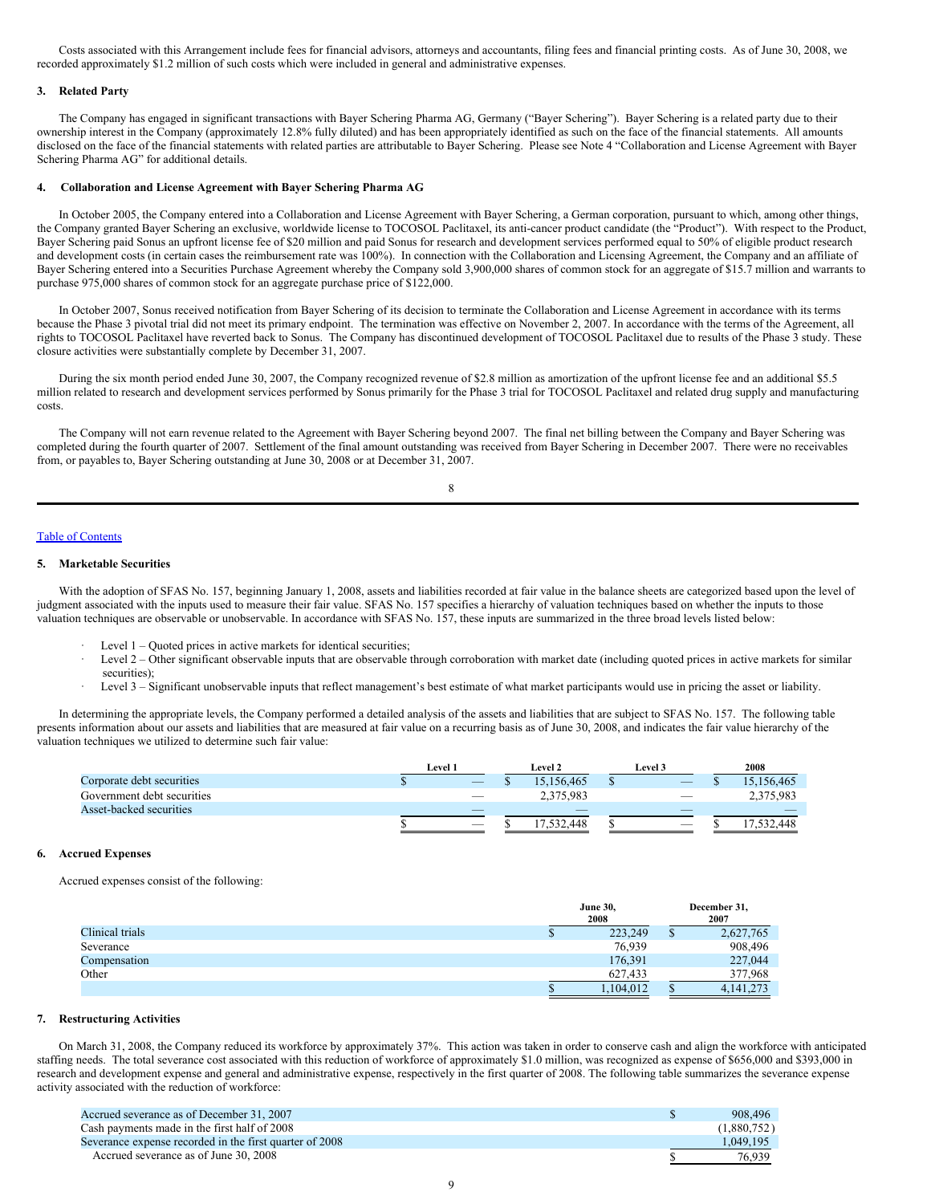Costs associated with this Arrangement include fees for financial advisors, attorneys and accountants, filing fees and financial printing costs. As of June 30, 2008, we recorded approximately $1.2 million of such costs which were included in general and administrative expenses.

### 3. Related Party

The Company has engaged in significant transactions with Bayer Schering Pharma AG, Germany ("Bayer Schering"). Bayer Schering is a related party due to their ownership interest in the Company (approximately 12.8% fully diluted) and has been appropriately identified as such on the face of the financial statements. All amounts disclosed on the face of the financial statements with related parties are attributable to Bayer Schering. Please see Note 4 "Collaboration and License Agreement with Bayer Schering Pharma AG" for additional details.

### 4. Collaboration and License Agreement with Bayer Schering Pharma AG

In October 2005, the Company entered into a Collaboration and License Agreement with Bayer Schering, a German corporation, pursuant to which, among other things, the Company granted Bayer Schering an exclusive, worldwide license to TOCOSOL Paclitaxel, its anti-cancer product candidate (the "Product"). With respect to the Product, Bayer Schering paid Sonus an upfront license fee of $20 million and paid Sonus for research and development services performed equal to 50% of eligible product research and development costs (in certain cases the reimbursement rate was 100%). In connection with the Collaboration and Licensing Agreement, the Company and an affiliate of Bayer Schering entered into a Securities Purchase Agreement whereby the Company sold 3,900,000 shares of common stock for an aggregate of $15.7 million and warrants to purchase 975,000 shares of common stock for an aggregate purchase price of $122,000.

In October 2007, Sonus received notification from Bayer Schering of its decision to terminate the Collaboration and License Agreement in accordance with its terms because the Phase 3 pivotal trial did not meet its primary endpoint. The termination was effective on November 2, 2007. In accordance with the terms of the Agreement, all rights to TOCOSOL Paclitaxel have reverted back to Sonus. The Company has discontinued development of TOCOSOL Paclitaxel due to results of the Phase 3 study. These closure activities were substantially complete by December 31, 2007.

During the six month period ended June 30, 2007, the Company recognized revenue of $2.8 million as amortization of the upfront license fee and an additional $5.5 million related to research and development services performed by Sonus primarily for the Phase 3 trial for TOCOSOL Paclitaxel and related drug supply and manufacturing costs.

The Company will not earn revenue related to the Agreement with Bayer Schering beyond 2007. The final net billing between the Company and Bayer Schering was completed during the fourth quarter of 2007. Settlement of the final amount outstanding was received from Bayer Schering in December 2007. There were no receivables from, or payables to, Bayer Schering outstanding at June 30, 2008 or at December 31, 2007.

Table of Contents

### 5. Marketable Securities

With the adoption of SFAS No. 157, beginning January 1, 2008, assets and liabilities recorded at fair value in the balance sheets are categorized based upon the level of judgment associated with the inputs used to measure their fair value. SFAS No. 157 specifies a hierarchy of valuation techniques based on whether the inputs to those valuation techniques are observable or unobservable. In accordance with SFAS No. 157, these inputs are summarized in the three broad levels listed below:

- Level 1 – Quoted prices in active markets for identical securities;
- Level 2 – Other significant observable inputs that are observable through corroboration with market date (including quoted prices in active markets for similar securities);
- Level 3 – Significant unobservable inputs that reflect management's best estimate of what market participants would use in pricing the asset or liability.

In determining the appropriate levels, the Company performed a detailed analysis of the assets and liabilities that are subject to SFAS No. 157. The following table presents information about our assets and liabilities that are measured at fair value on a recurring basis as of June 30, 2008, and indicates the fair value hierarchy of the valuation techniques we utilized to determine such fair value:

| | Level 1 | Level 2 | Level 3 | 2008 |
|---|---|---|---|---|
| Corporate debt securities | $ — | $ 15,156,465 | $ — | $ 15,156,465 |
| Government debt securities | — | 2,375,983 | — | 2,375,983 |
| Asset-backed securities | — | — | — | — |
| | $ — | $ 17,532,448 | $ — | $ 17,532,448 |

### 6. Accrued Expenses

Accrued expenses consist of the following:

| | June 30, 2008 | December 31, 2007 |
|---|---|---|
| Clinical trials | $ 223,249 | $ 2,627,765 |
| Severance | 76,939 | 908,496 |
| Compensation | 176,391 | 227,044 |
| Other | 627,433 | 377,968 |
| | $ 1,104,012 | $ 4,141,273 |

### 7. Restructuring Activities

On March 31, 2008, the Company reduced its workforce by approximately 37%. This action was taken in order to conserve cash and align the workforce with anticipated staffing needs. The total severance cost associated with this reduction of workforce of approximately $1.0 million, was recognized as expense of $656,000 and $393,000 in research and development expense and general and administrative expense, respectively in the first quarter of 2008. The following table summarizes the severance expense activity associated with the reduction of workforce:

| | |
|---|---|
| Accrued severance as of December 31, 2007 | $ 908,496 |
| Cash payments made in the first half of 2008 | (1,880,752) |
| Severance expense recorded in the first quarter of 2008 | 1,049,195 |
| Accrued severance as of June 30, 2008 | $ 76,939 |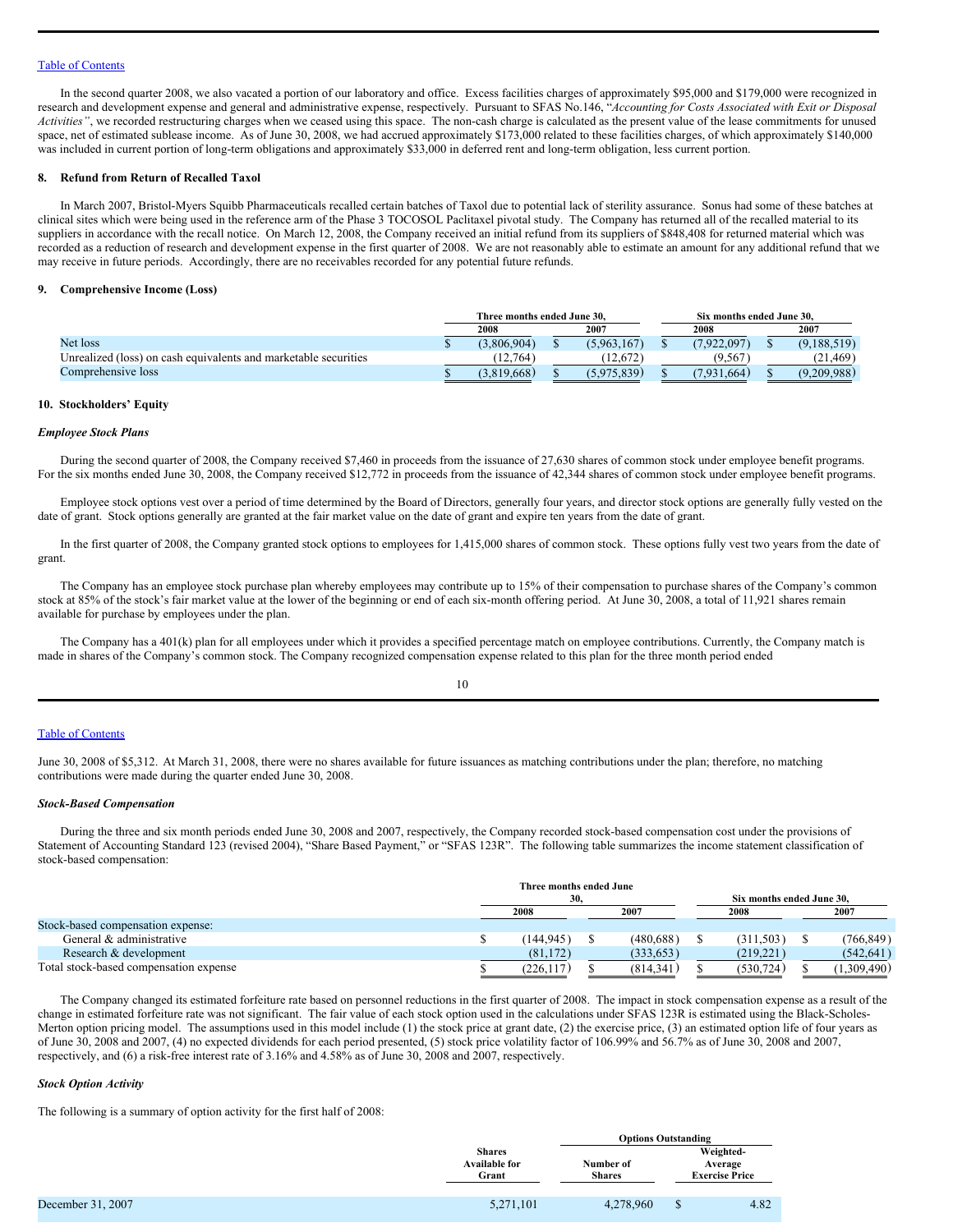In the second quarter 2008, we also vacated a portion of our laboratory and office. Excess facilities charges of approximately $95,000 and $179,000 were recognized in research and development expense and general and administrative expense, respectively. Pursuant to SFAS No.146, "*Accounting for Costs Associated with Exit or Disposal Activities"*, we recorded restructuring charges when we ceased using this space. The non-cash charge is calculated as the present value of the lease commitments for unused space, net of estimated sublease income. As of June 30, 2008, we had accrued approximately $173,000 related to these facilities charges, of which approximately $140,000 was included in current portion of long-term obligations and approximately $33,000 in deferred rent and long-term obligation, less current portion.

### 8. Refund from Return of Recalled Taxol

In March 2007, Bristol-Myers Squibb Pharmaceuticals recalled certain batches of Taxol due to potential lack of sterility assurance. Sonus had some of these batches at clinical sites which were being used in the reference arm of the Phase 3 TOCOSOL Paclitaxel pivotal study. The Company has returned all of the recalled material to its suppliers in accordance with the recall notice. On March 12, 2008, the Company received an initial refund from its suppliers of $848,408 for returned material which was recorded as a reduction of research and development expense in the first quarter of 2008. We are not reasonably able to estimate an amount for any additional refund that we may receive in future periods. Accordingly, there are no receivables recorded for any potential future refunds.

### 9. Comprehensive Income (Loss)

| | Three months ended June 30, | | Six months ended June 30, | |
|---|---|---|---|---|
| | 2008 | 2007 | 2008 | 2007 |
| Net loss | $ (3,806,904) | $ (5,963,167) | $ (7,922,097) | $ (9,188,519) |
| Unrealized (loss) on cash equivalents and marketable securities | (12,764) | (12,672) | (9,567) | (21,469) |
| Comprehensive loss | $ (3,819,668) | $ (5,975,839) | $ (7,931,664) | $ (9,209,988) |

### 10. Stockholders' Equity

***Employee Stock Plans***

During the second quarter of 2008, the Company received $7,460 in proceeds from the issuance of 27,630 shares of common stock under employee benefit programs. For the six months ended June 30, 2008, the Company received $12,772 in proceeds from the issuance of 42,344 shares of common stock under employee benefit programs.

Employee stock options vest over a period of time determined by the Board of Directors, generally four years, and director stock options are generally fully vested on the date of grant. Stock options generally are granted at the fair market value on the date of grant and expire ten years from the date of grant.

In the first quarter of 2008, the Company granted stock options to employees for 1,415,000 shares of common stock. These options fully vest two years from the date of grant.

The Company has an employee stock purchase plan whereby employees may contribute up to 15% of their compensation to purchase shares of the Company's common stock at 85% of the stock's fair market value at the lower of the beginning or end of each six-month offering period. At June 30, 2008, a total of 11,921 shares remain available for purchase by employees under the plan.

The Company has a 401(k) plan for all employees under which it provides a specified percentage match on employee contributions. Currently, the Company match is made in shares of the Company's common stock. The Company recognized compensation expense related to this plan for the three month period ended June 30, 2008 of $5,312. At March 31, 2008, there were no shares available for future issuances as matching contributions under the plan; therefore, no matching contributions were made during the quarter ended June 30, 2008.

***Stock-Based Compensation***

During the three and six month periods ended June 30, 2008 and 2007, respectively, the Company recorded stock-based compensation cost under the provisions of Statement of Accounting Standard 123 (revised 2004), "Share Based Payment," or "SFAS 123R". The following table summarizes the income statement classification of stock-based compensation:

| | Three months ended June 30, | | Six months ended June 30, | |
|---|---|---|---|---|
| | 2008 | 2007 | 2008 | 2007 |
| Stock-based compensation expense: | | | | |
| General & administrative | $ (144,945) | $ (480,688) | $ (311,503) | $ (766,849) |
| Research & development | (81,172) | (333,653) | (219,221) | (542,641) |
| Total stock-based compensation expense | $ (226,117) | $ (814,341) | $ (530,724) | $ (1,309,490) |

The Company changed its estimated forfeiture rate based on personnel reductions in the first quarter of 2008. The impact in stock compensation expense as a result of the change in estimated forfeiture rate was not significant. The fair value of each stock option used in the calculations under SFAS 123R is estimated using the Black-Scholes-Merton option pricing model. The assumptions used in this model include (1) the stock price at grant date, (2) the exercise price, (3) an estimated option life of four years as of June 30, 2008 and 2007, (4) no expected dividends for each period presented, (5) stock price volatility factor of 106.99% and 56.7% as of June 30, 2008 and 2007, respectively, and (6) a risk-free interest rate of 3.16% and 4.58% as of June 30, 2008 and 2007, respectively.

***Stock Option Activity***

The following is a summary of option activity for the first half of 2008:

| | Shares Available for Grant | Options Outstanding | |
|---|---|---|---|
| | | Number of Shares | Weighted-Average Exercise Price |
| December 31, 2007 | 5,271,101 | 4,278,960 | $ 4.82 |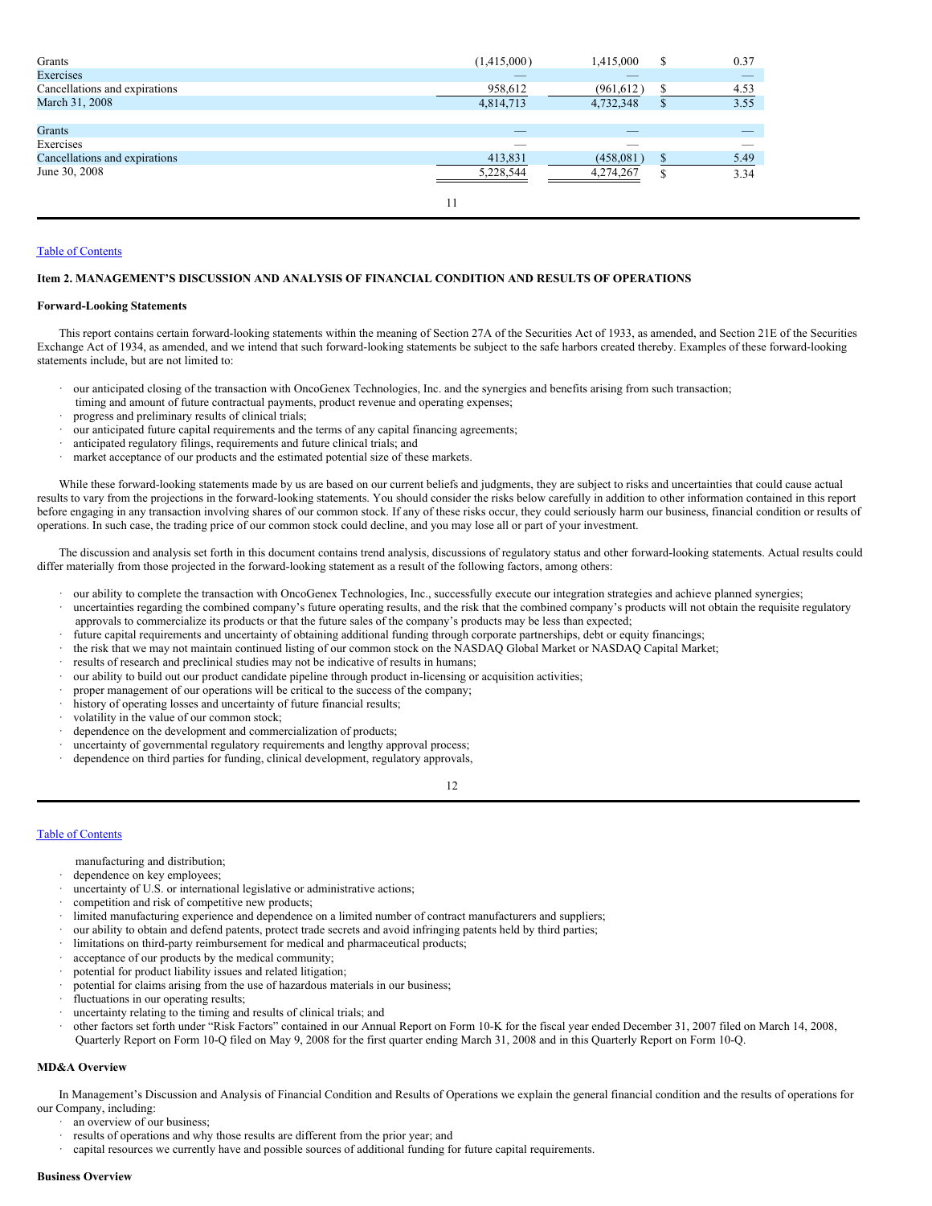| | | | | |
|---|---|---|---|---|
| Grants | (1,415,000) | 1,415,000 | $ | 0.37 |
| Exercises | — | — | | — |
| Cancellations and expirations | 958,612 | (961,612) | $ | 4.53 |
| March 31, 2008 | 4,814,713 | 4,732,348 | $ | 3.55 |
| | | | | |
| Grants | — | — | | — |
| Exercises | — | — | | — |
| Cancellations and expirations | 413,831 | (458,081) | $ | 5.49 |
| June 30, 2008 | 5,228,544 | 4,274,267 | $ | 3.34 |

[Table of Contents](#)

**Item 2. MANAGEMENT'S DISCUSSION AND ANALYSIS OF FINANCIAL CONDITION AND RESULTS OF OPERATIONS**

**Forward-Looking Statements**

This report contains certain forward-looking statements within the meaning of Section 27A of the Securities Act of 1933, as amended, and Section 21E of the Securities Exchange Act of 1934, as amended, and we intend that such forward-looking statements be subject to the safe harbors created thereby. Examples of these forward-looking statements include, but are not limited to:

- our anticipated closing of the transaction with OncoGenex Technologies, Inc. and the synergies and benefits arising from such transaction; timing and amount of future contractual payments, product revenue and operating expenses;
- progress and preliminary results of clinical trials;
- our anticipated future capital requirements and the terms of any capital financing agreements;
- anticipated regulatory filings, requirements and future clinical trials; and
- market acceptance of our products and the estimated potential size of these markets.

While these forward-looking statements made by us are based on our current beliefs and judgments, they are subject to risks and uncertainties that could cause actual results to vary from the projections in the forward-looking statements. You should consider the risks below carefully in addition to other information contained in this report before engaging in any transaction involving shares of our common stock. If any of these risks occur, they could seriously harm our business, financial condition or results of operations. In such case, the trading price of our common stock could decline, and you may lose all or part of your investment.

The discussion and analysis set forth in this document contains trend analysis, discussions of regulatory status and other forward-looking statements. Actual results could differ materially from those projected in the forward-looking statement as a result of the following factors, among others:

- our ability to complete the transaction with OncoGenex Technologies, Inc., successfully execute our integration strategies and achieve planned synergies;
- uncertainties regarding the combined company's future operating results, and the risk that the combined company's products will not obtain the requisite regulatory approvals to commercialize its products or that the future sales of the company's products may be less than expected;
- future capital requirements and uncertainty of obtaining additional funding through corporate partnerships, debt or equity financings;
- the risk that we may not maintain continued listing of our common stock on the NASDAQ Global Market or NASDAQ Capital Market;
- results of research and preclinical studies may not be indicative of results in humans;
- our ability to build out our product candidate pipeline through product in-licensing or acquisition activities;
- proper management of our operations will be critical to the success of the company;
- history of operating losses and uncertainty of future financial results;
- volatility in the value of our common stock;
- dependence on the development and commercialization of products;
- uncertainty of governmental regulatory requirements and lengthy approval process;
- dependence on third parties for funding, clinical development, regulatory approvals, manufacturing and distribution;
- dependence on key employees;
- uncertainty of U.S. or international legislative or administrative actions;
- competition and risk of competitive new products;
- limited manufacturing experience and dependence on a limited number of contract manufacturers and suppliers;
- our ability to obtain and defend patents, protect trade secrets and avoid infringing patents held by third parties;
- limitations on third-party reimbursement for medical and pharmaceutical products;
- acceptance of our products by the medical community;
- potential for product liability issues and related litigation;
- potential for claims arising from the use of hazardous materials in our business;
- fluctuations in our operating results;
- uncertainty relating to the timing and results of clinical trials; and
- other factors set forth under "Risk Factors" contained in our Annual Report on Form 10-K for the fiscal year ended December 31, 2007 filed on March 14, 2008, Quarterly Report on Form 10-Q filed on May 9, 2008 for the first quarter ending March 31, 2008 and in this Quarterly Report on Form 10-Q.

**MD&A Overview**

In Management's Discussion and Analysis of Financial Condition and Results of Operations we explain the general financial condition and the results of operations for our Company, including:

- an overview of our business;
- results of operations and why those results are different from the prior year; and
- capital resources we currently have and possible sources of additional funding for future capital requirements.

**Business Overview**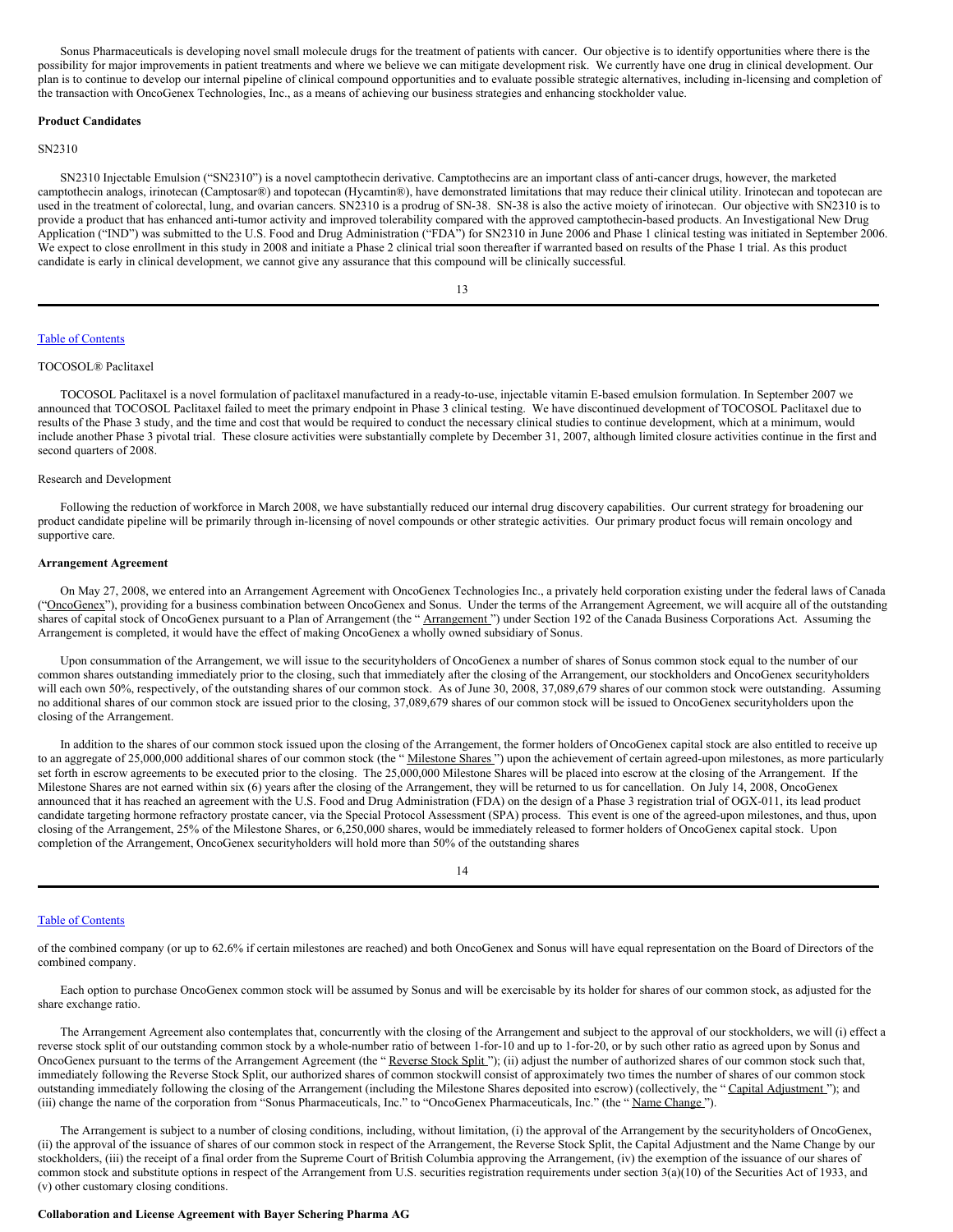Sonus Pharmaceuticals is developing novel small molecule drugs for the treatment of patients with cancer. Our objective is to identify opportunities where there is the possibility for major improvements in patient treatments and where we believe we can mitigate development risk. We currently have one drug in clinical development. Our plan is to continue to develop our internal pipeline of clinical compound opportunities and to evaluate possible strategic alternatives, including in-licensing and completion of the transaction with OncoGenex Technologies, Inc., as a means of achieving our business strategies and enhancing stockholder value.

**Product Candidates**

SN2310

SN2310 Injectable Emulsion ("SN2310") is a novel camptothecin derivative. Camptothecins are an important class of anti-cancer drugs, however, the marketed camptothecin analogs, irinotecan (Camptosar®) and topotecan (Hycamtin®), have demonstrated limitations that may reduce their clinical utility. Irinotecan and topotecan are used in the treatment of colorectal, lung, and ovarian cancers. SN2310 is a prodrug of SN-38. SN-38 is also the active moiety of irinotecan. Our objective with SN2310 is to provide a product that has enhanced anti-tumor activity and improved tolerability compared with the approved camptothecin-based products. An Investigational New Drug Application ("IND") was submitted to the U.S. Food and Drug Administration ("FDA") for SN2310 in June 2006 and Phase 1 clinical testing was initiated in September 2006. We expect to close enrollment in this study in 2008 and initiate a Phase 2 clinical trial soon thereafter if warranted based on results of the Phase 1 trial. As this product candidate is early in clinical development, we cannot give any assurance that this compound will be clinically successful.

TOCOSOL® Paclitaxel

TOCOSOL Paclitaxel is a novel formulation of paclitaxel manufactured in a ready-to-use, injectable vitamin E-based emulsion formulation. In September 2007 we announced that TOCOSOL Paclitaxel failed to meet the primary endpoint in Phase 3 clinical testing. We have discontinued development of TOCOSOL Paclitaxel due to results of the Phase 3 study, and the time and cost that would be required to conduct the necessary clinical studies to continue development, which at a minimum, would include another Phase 3 pivotal trial. These closure activities were substantially complete by December 31, 2007, although limited closure activities continue in the first and second quarters of 2008.

Research and Development

Following the reduction of workforce in March 2008, we have substantially reduced our internal drug discovery capabilities. Our current strategy for broadening our product candidate pipeline will be primarily through in-licensing of novel compounds or other strategic activities. Our primary product focus will remain oncology and supportive care.

**Arrangement Agreement**

On May 27, 2008, we entered into an Arrangement Agreement with OncoGenex Technologies Inc., a privately held corporation existing under the federal laws of Canada ("OncoGenex"), providing for a business combination between OncoGenex and Sonus. Under the terms of the Arrangement Agreement, we will acquire all of the outstanding shares of capital stock of OncoGenex pursuant to a Plan of Arrangement (the " Arrangement ") under Section 192 of the Canada Business Corporations Act. Assuming the Arrangement is completed, it would have the effect of making OncoGenex a wholly owned subsidiary of Sonus.

Upon consummation of the Arrangement, we will issue to the securityholders of OncoGenex a number of shares of Sonus common stock equal to the number of our common shares outstanding immediately prior to the closing, such that immediately after the closing of the Arrangement, our stockholders and OncoGenex securityholders will each own 50%, respectively, of the outstanding shares of our common stock. As of June 30, 2008, 37,089,679 shares of our common stock were outstanding. Assuming no additional shares of our common stock are issued prior to the closing, 37,089,679 shares of our common stock will be issued to OncoGenex securityholders upon the closing of the Arrangement.

In addition to the shares of our common stock issued upon the closing of the Arrangement, the former holders of OncoGenex capital stock are also entitled to receive up to an aggregate of 25,000,000 additional shares of our common stock (the " Milestone Shares ") upon the achievement of certain agreed-upon milestones, as more particularly set forth in escrow agreements to be executed prior to the closing. The 25,000,000 Milestone Shares will be placed into escrow at the closing of the Arrangement. If the Milestone Shares are not earned within six (6) years after the closing of the Arrangement, they will be returned to us for cancellation. On July 14, 2008, OncoGenex announced that it has reached an agreement with the U.S. Food and Drug Administration (FDA) on the design of a Phase 3 registration trial of OGX-011, its lead product candidate targeting hormone refractory prostate cancer, via the Special Protocol Assessment (SPA) process. This event is one of the agreed-upon milestones, and thus, upon closing of the Arrangement, 25% of the Milestone Shares, or 6,250,000 shares, would be immediately released to former holders of OncoGenex capital stock. Upon completion of the Arrangement, OncoGenex securityholders will hold more than 50% of the outstanding shares of the combined company (or up to 62.6% if certain milestones are reached) and both OncoGenex and Sonus will have equal representation on the Board of Directors of the combined company.

Each option to purchase OncoGenex common stock will be assumed by Sonus and will be exercisable by its holder for shares of our common stock, as adjusted for the share exchange ratio.

The Arrangement Agreement also contemplates that, concurrently with the closing of the Arrangement and subject to the approval of our stockholders, we will (i) effect a reverse stock split of our outstanding common stock by a whole-number ratio of between 1-for-10 and up to 1-for-20, or by such other ratio as agreed upon by Sonus and OncoGenex pursuant to the terms of the Arrangement Agreement (the " Reverse Stock Split "); (ii) adjust the number of authorized shares of our common stock such that, immediately following the Reverse Stock Split, our authorized shares of common stockwill consist of approximately two times the number of shares of our common stock outstanding immediately following the closing of the Arrangement (including the Milestone Shares deposited into escrow) (collectively, the " Capital Adjustment "); and (iii) change the name of the corporation from "Sonus Pharmaceuticals, Inc." to "OncoGenex Pharmaceuticals, Inc." (the " Name Change ").

The Arrangement is subject to a number of closing conditions, including, without limitation, (i) the approval of the Arrangement by the securityholders of OncoGenex, (ii) the approval of the issuance of shares of our common stock in respect of the Arrangement, the Reverse Stock Split, the Capital Adjustment and the Name Change by our stockholders, (iii) the receipt of a final order from the Supreme Court of British Columbia approving the Arrangement, (iv) the exemption of the issuance of our shares of common stock and substitute options in respect of the Arrangement from U.S. securities registration requirements under section 3(a)(10) of the Securities Act of 1933, and (v) other customary closing conditions.

**Collaboration and License Agreement with Bayer Schering Pharma AG**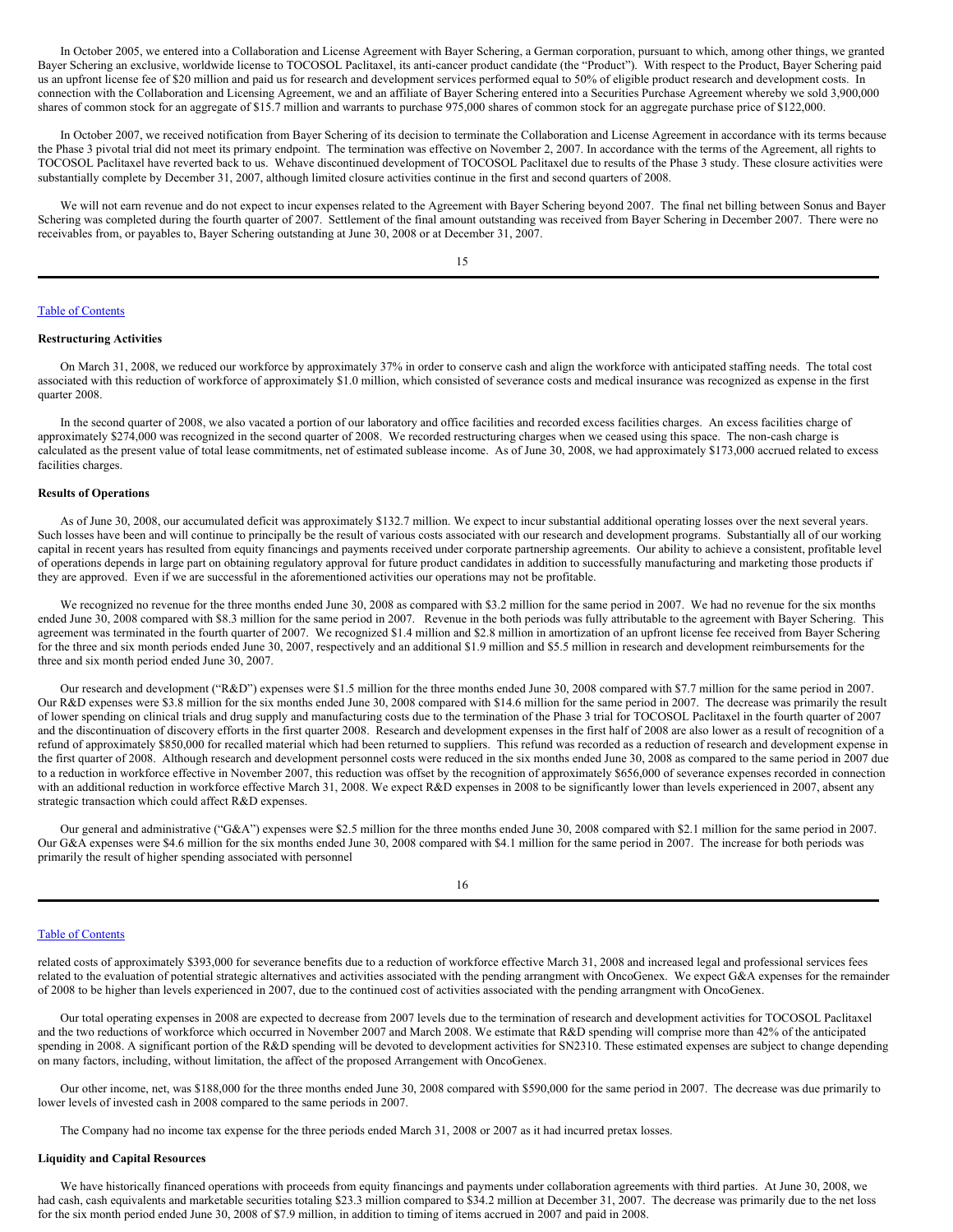In October 2005, we entered into a Collaboration and License Agreement with Bayer Schering, a German corporation, pursuant to which, among other things, we granted Bayer Schering an exclusive, worldwide license to TOCOSOL Paclitaxel, its anti-cancer product candidate (the "Product"). With respect to the Product, Bayer Schering paid us an upfront license fee of $20 million and paid us for research and development services performed equal to 50% of eligible product research and development costs. In connection with the Collaboration and Licensing Agreement, we and an affiliate of Bayer Schering entered into a Securities Purchase Agreement whereby we sold 3,900,000 shares of common stock for an aggregate of $15.7 million and warrants to purchase 975,000 shares of common stock for an aggregate purchase price of $122,000.

In October 2007, we received notification from Bayer Schering of its decision to terminate the Collaboration and License Agreement in accordance with its terms because the Phase 3 pivotal trial did not meet its primary endpoint. The termination was effective on November 2, 2007. In accordance with the terms of the Agreement, all rights to TOCOSOL Paclitaxel have reverted back to us. Wehave discontinued development of TOCOSOL Paclitaxel due to results of the Phase 3 study. These closure activities were substantially complete by December 31, 2007, although limited closure activities continue in the first and second quarters of 2008.

We will not earn revenue and do not expect to incur expenses related to the Agreement with Bayer Schering beyond 2007. The final net billing between Sonus and Bayer Schering was completed during the fourth quarter of 2007. Settlement of the final amount outstanding was received from Bayer Schering in December 2007. There were no receivables from, or payables to, Bayer Schering outstanding at June 30, 2008 or at December 31, 2007.

Table of Contents

**Restructuring Activities**

On March 31, 2008, we reduced our workforce by approximately 37% in order to conserve cash and align the workforce with anticipated staffing needs. The total cost associated with this reduction of workforce of approximately $1.0 million, which consisted of severance costs and medical insurance was recognized as expense in the first quarter 2008.

In the second quarter of 2008, we also vacated a portion of our laboratory and office facilities and recorded excess facilities charges. An excess facilities charge of approximately $274,000 was recognized in the second quarter of 2008. We recorded restructuring charges when we ceased using this space. The non-cash charge is calculated as the present value of total lease commitments, net of estimated sublease income. As of June 30, 2008, we had approximately $173,000 accrued related to excess facilities charges.

**Results of Operations**

As of June 30, 2008, our accumulated deficit was approximately $132.7 million. We expect to incur substantial additional operating losses over the next several years. Such losses have been and will continue to principally be the result of various costs associated with our research and development programs. Substantially all of our working capital in recent years has resulted from equity financings and payments received under corporate partnership agreements. Our ability to achieve a consistent, profitable level of operations depends in large part on obtaining regulatory approval for future product candidates in addition to successfully manufacturing and marketing those products if they are approved. Even if we are successful in the aforementioned activities our operations may not be profitable.

We recognized no revenue for the three months ended June 30, 2008 as compared with $3.2 million for the same period in 2007. We had no revenue for the six months ended June 30, 2008 compared with $8.3 million for the same period in 2007. Revenue in the both periods was fully attributable to the agreement with Bayer Schering. This agreement was terminated in the fourth quarter of 2007. We recognized $1.4 million and $2.8 million in amortization of an upfront license fee received from Bayer Schering for the three and six month periods ended June 30, 2007, respectively and an additional $1.9 million and $5.5 million in research and development reimbursements for the three and six month period ended June 30, 2007.

Our research and development ("R&D") expenses were $1.5 million for the three months ended June 30, 2008 compared with $7.7 million for the same period in 2007. Our R&D expenses were $3.8 million for the six months ended June 30, 2008 compared with $14.6 million for the same period in 2007. The decrease was primarily the result of lower spending on clinical trials and drug supply and manufacturing costs due to the termination of the Phase 3 trial for TOCOSOL Paclitaxel in the fourth quarter of 2007 and the discontinuation of discovery efforts in the first quarter 2008. Research and development expenses in the first half of 2008 are also lower as a result of recognition of a refund of approximately $850,000 for recalled material which had been returned to suppliers. This refund was recorded as a reduction of research and development expense in the first quarter of 2008. Although research and development personnel costs were reduced in the six months ended June 30, 2008 as compared to the same period in 2007 due to a reduction in workforce effective in November 2007, this reduction was offset by the recognition of approximately $656,000 of severance expenses recorded in connection with an additional reduction in workforce effective March 31, 2008. We expect R&D expenses in 2008 to be significantly lower than levels experienced in 2007, absent any strategic transaction which could affect R&D expenses.

Our general and administrative ("G&A") expenses were $2.5 million for the three months ended June 30, 2008 compared with $2.1 million for the same period in 2007. Our G&A expenses were $4.6 million for the six months ended June 30, 2008 compared with $4.1 million for the same period in 2007. The increase for both periods was primarily the result of higher spending associated with personnel

Table of Contents

related costs of approximately $393,000 for severance benefits due to a reduction of workforce effective March 31, 2008 and increased legal and professional services fees related to the evaluation of potential strategic alternatives and activities associated with the pending arrangment with OncoGenex. We expect G&A expenses for the remainder of 2008 to be higher than levels experienced in 2007, due to the continued cost of activities associated with the pending arrangment with OncoGenex.

Our total operating expenses in 2008 are expected to decrease from 2007 levels due to the termination of research and development activities for TOCOSOL Paclitaxel and the two reductions of workforce which occurred in November 2007 and March 2008. We estimate that R&D spending will comprise more than 42% of the anticipated spending in 2008. A significant portion of the R&D spending will be devoted to development activities for SN2310. These estimated expenses are subject to change depending on many factors, including, without limitation, the affect of the proposed Arrangement with OncoGenex.

Our other income, net, was $188,000 for the three months ended June 30, 2008 compared with $590,000 for the same period in 2007. The decrease was due primarily to lower levels of invested cash in 2008 compared to the same periods in 2007.

The Company had no income tax expense for the three periods ended March 31, 2008 or 2007 as it had incurred pretax losses.

**Liquidity and Capital Resources**

We have historically financed operations with proceeds from equity financings and payments under collaboration agreements with third parties. At June 30, 2008, we had cash, cash equivalents and marketable securities totaling $23.3 million compared to $34.2 million at December 31, 2007. The decrease was primarily due to the net loss for the six month period ended June 30, 2008 of $7.9 million, in addition to timing of items accrued in 2007 and paid in 2008.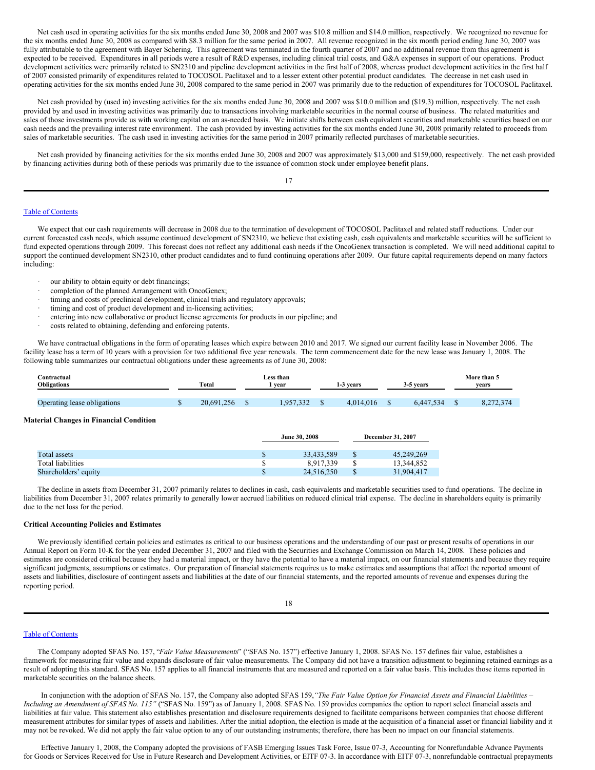Net cash used in operating activities for the six months ended June 30, 2008 and 2007 was $10.8 million and $14.0 million, respectively. We recognized no revenue for the six months ended June 30, 2008 as compared with $8.3 million for the same period in 2007. All revenue recognized in the six month period ending June 30, 2007 was fully attributable to the agreement with Bayer Schering. This agreement was terminated in the fourth quarter of 2007 and no additional revenue from this agreement is expected to be received. Expenditures in all periods were a result of R&D expenses, including clinical trial costs, and G&A expenses in support of our operations. Product development activities were primarily related to SN2310 and pipeline development activities in the first half of 2008, whereas product development activities in the first half of 2007 consisted primarily of expenditures related to TOCOSOL Paclitaxel and to a lesser extent other potential product candidates. The decrease in net cash used in operating activities for the six months ended June 30, 2008 compared to the same period in 2007 was primarily due to the reduction of expenditures for TOCOSOL Paclitaxel.

Net cash provided by (used in) investing activities for the six months ended June 30, 2008 and 2007 was $10.0 million and ($19.3) million, respectively. The net cash provided by and used in investing activities was primarily due to transactions involving marketable securities in the normal course of business. The related maturities and sales of those investments provide us with working capital on an as-needed basis. We initiate shifts between cash equivalent securities and marketable securities based on our cash needs and the prevailing interest rate environment. The cash provided by investing activities for the six months ended June 30, 2008 primarily related to proceeds from sales of marketable securities. The cash used in investing activities for the same period in 2007 primarily reflected purchases of marketable securities.

Net cash provided by financing activities for the six months ended June 30, 2008 and 2007 was approximately $13,000 and $159,000, respectively. The net cash provided by financing activities during both of these periods was primarily due to the issuance of common stock under employee benefit plans.

We expect that our cash requirements will decrease in 2008 due to the termination of development of TOCOSOL Paclitaxel and related staff reductions. Under our current forecasted cash needs, which assume continued development of SN2310, we believe that existing cash, cash equivalents and marketable securities will be sufficient to fund expected operations through 2009. This forecast does not reflect any additional cash needs if the OncoGenex transaction is completed. We will need additional capital to support the continued development SN2310, other product candidates and to fund continuing operations after 2009. Our future capital requirements depend on many factors including:

- our ability to obtain equity or debt financings;
- completion of the planned Arrangement with OncoGenex;
- timing and costs of preclinical development, clinical trials and regulatory approvals;
- timing and cost of product development and in-licensing activities;
- entering into new collaborative or product license agreements for products in our pipeline; and
- costs related to obtaining, defending and enforcing patents.

We have contractual obligations in the form of operating leases which expire between 2010 and 2017. We signed our current facility lease in November 2006. The facility lease has a term of 10 years with a provision for two additional five year renewals. The term commencement date for the new lease was January 1, 2008. The following table summarizes our contractual obligations under these agreements as of June 30, 2008:

| Contractual Obligations | Total | Less than 1 year | 1-3 years | 3-5 years | More than 5 years |
|---|---|---|---|---|---|
| Operating lease obligations | $ 20,691,256 | $ 1,957,332 | $ 4,014,016 | $ 6,447,534 | $ 8,272,374 |

**Material Changes in Financial Condition**

| | June 30, 2008 | December 31, 2007 |
|---|---|---|
| Total assets | $ 33,433,589 | $ 45,249,269 |
| Total liabilities | $ 8,917,339 | $ 13,344,852 |
| Shareholders' equity | $ 24,516,250 | $ 31,904,417 |

The decline in assets from December 31, 2007 primarily relates to declines in cash, cash equivalents and marketable securities used to fund operations. The decline in liabilities from December 31, 2007 relates primarily to generally lower accrued liabilities on reduced clinical trial expense. The decline in shareholders equity is primarily due to the net loss for the period.

**Critical Accounting Policies and Estimates**

We previously identified certain policies and estimates as critical to our business operations and the understanding of our past or present results of operations in our Annual Report on Form 10-K for the year ended December 31, 2007 and filed with the Securities and Exchange Commission on March 14, 2008. These policies and estimates are considered critical because they had a material impact, or they have the potential to have a material impact, on our financial statements and because they require significant judgments, assumptions or estimates. Our preparation of financial statements requires us to make estimates and assumptions that affect the reported amount of assets and liabilities, disclosure of contingent assets and liabilities at the date of our financial statements, and the reported amounts of revenue and expenses during the reporting period.

The Company adopted SFAS No. 157, "*Fair Value Measurements*" ("SFAS No. 157") effective January 1, 2008. SFAS No. 157 defines fair value, establishes a framework for measuring fair value and expands disclosure of fair value measurements. The Company did not have a transition adjustment to beginning retained earnings as a result of adopting this standard. SFAS No. 157 applies to all financial instruments that are measured and reported on a fair value basis. This includes those items reported in marketable securities on the balance sheets.

In conjunction with the adoption of SFAS No. 157, the Company also adopted SFAS 159,*"The Fair Value Option for Financial Assets and Financial Liabilities – Including an Amendment of SFAS No. 115"* ("SFAS No. 159") as of January 1, 2008. SFAS No. 159 provides companies the option to report select financial assets and liabilities at fair value. This statement also establishes presentation and disclosure requirements designed to facilitate comparisons between companies that choose different measurement attributes for similar types of assets and liabilities. After the initial adoption, the election is made at the acquisition of a financial asset or financial liability and it may not be revoked. We did not apply the fair value option to any of our outstanding instruments; therefore, there has been no impact on our financial statements.

Effective January 1, 2008, the Company adopted the provisions of FASB Emerging Issues Task Force, Issue 07-3, Accounting for Nonrefundable Advance Payments for Goods or Services Received for Use in Future Research and Development Activities, or EITF 07-3. In accordance with EITF 07-3, nonrefundable contractual prepayments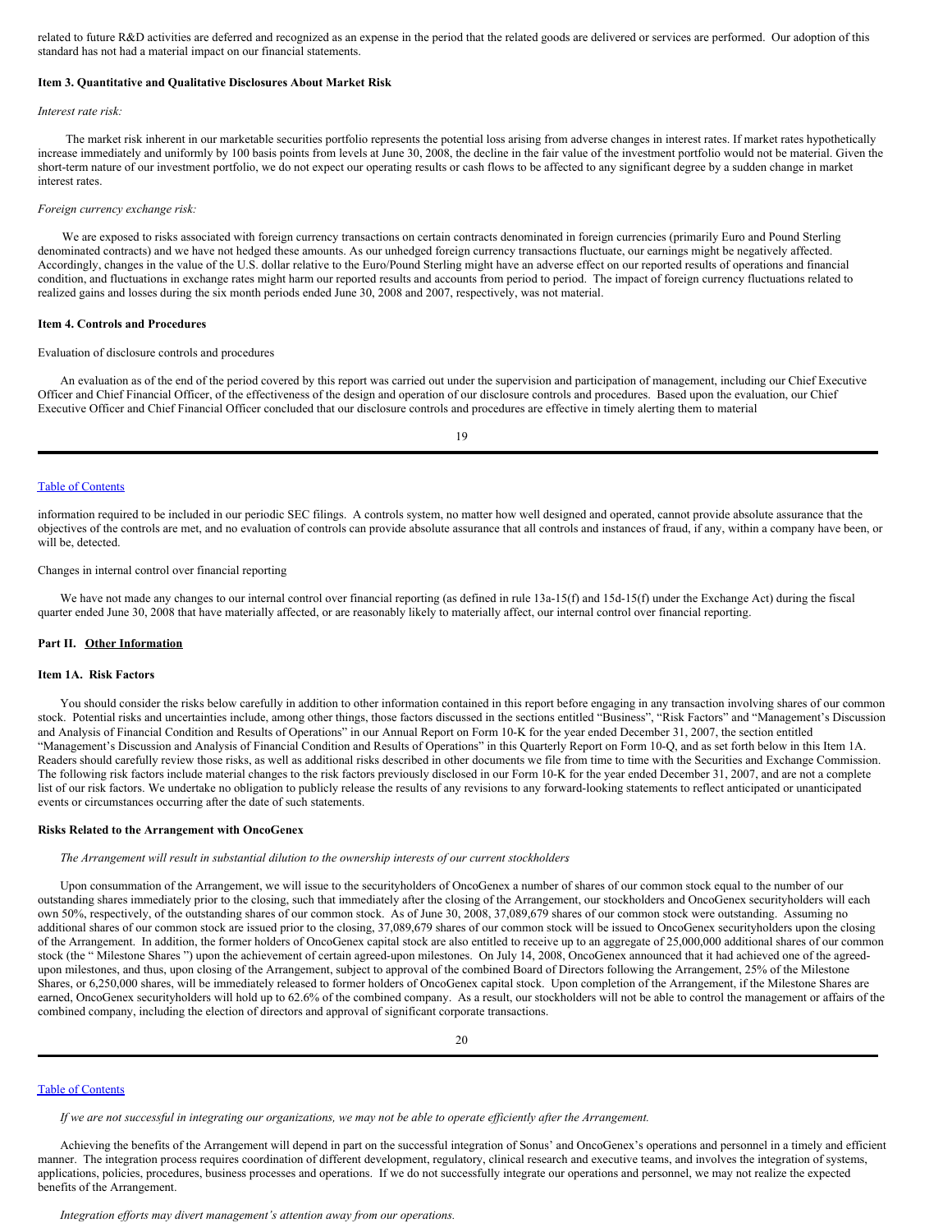related to future R&D activities are deferred and recognized as an expense in the period that the related goods are delivered or services are performed. Our adoption of this standard has not had a material impact on our financial statements.

### Item 3. Quantitative and Qualitative Disclosures About Market Risk

*Interest rate risk:*

The market risk inherent in our marketable securities portfolio represents the potential loss arising from adverse changes in interest rates. If market rates hypothetically increase immediately and uniformly by 100 basis points from levels at June 30, 2008, the decline in the fair value of the investment portfolio would not be material. Given the short-term nature of our investment portfolio, we do not expect our operating results or cash flows to be affected to any significant degree by a sudden change in market interest rates.

*Foreign currency exchange risk:*

We are exposed to risks associated with foreign currency transactions on certain contracts denominated in foreign currencies (primarily Euro and Pound Sterling denominated contracts) and we have not hedged these amounts. As our unhedged foreign currency transactions fluctuate, our earnings might be negatively affected. Accordingly, changes in the value of the U.S. dollar relative to the Euro/Pound Sterling might have an adverse effect on our reported results of operations and financial condition, and fluctuations in exchange rates might harm our reported results and accounts from period to period. The impact of foreign currency fluctuations related to realized gains and losses during the six month periods ended June 30, 2008 and 2007, respectively, was not material.

### Item 4. Controls and Procedures

Evaluation of disclosure controls and procedures

An evaluation as of the end of the period covered by this report was carried out under the supervision and participation of management, including our Chief Executive Officer and Chief Financial Officer, of the effectiveness of the design and operation of our disclosure controls and procedures. Based upon the evaluation, our Chief Executive Officer and Chief Financial Officer concluded that our disclosure controls and procedures are effective in timely alerting them to material information required to be included in our periodic SEC filings. A controls system, no matter how well designed and operated, cannot provide absolute assurance that the objectives of the controls are met, and no evaluation of controls can provide absolute assurance that all controls and instances of fraud, if any, within a company have been, or will be, detected.

Changes in internal control over financial reporting

We have not made any changes to our internal control over financial reporting (as defined in rule 13a-15(f) and 15d-15(f) under the Exchange Act) during the fiscal quarter ended June 30, 2008 that have materially affected, or are reasonably likely to materially affect, our internal control over financial reporting.

## Part II. Other Information

### Item 1A. Risk Factors

You should consider the risks below carefully in addition to other information contained in this report before engaging in any transaction involving shares of our common stock. Potential risks and uncertainties include, among other things, those factors discussed in the sections entitled "Business", "Risk Factors" and "Management's Discussion and Analysis of Financial Condition and Results of Operations" in our Annual Report on Form 10-K for the year ended December 31, 2007, the section entitled "Management's Discussion and Analysis of Financial Condition and Results of Operations" in this Quarterly Report on Form 10-Q, and as set forth below in this Item 1A. Readers should carefully review those risks, as well as additional risks described in other documents we file from time to time with the Securities and Exchange Commission. The following risk factors include material changes to the risk factors previously disclosed in our Form 10-K for the year ended December 31, 2007, and are not a complete list of our risk factors. We undertake no obligation to publicly release the results of any revisions to any forward-looking statements to reflect anticipated or unanticipated events or circumstances occurring after the date of such statements.

#### Risks Related to the Arrangement with OncoGenex

*The Arrangement will result in substantial dilution to the ownership interests of our current stockholders*

Upon consummation of the Arrangement, we will issue to the securityholders of OncoGenex a number of shares of our common stock equal to the number of our outstanding shares immediately prior to the closing, such that immediately after the closing of the Arrangement, our stockholders and OncoGenex securityholders will each own 50%, respectively, of the outstanding shares of our common stock. As of June 30, 2008, 37,089,679 shares of our common stock were outstanding. Assuming no additional shares of our common stock are issued prior to the closing, 37,089,679 shares of our common stock will be issued to OncoGenex securityholders upon the closing of the Arrangement. In addition, the former holders of OncoGenex capital stock are also entitled to receive up to an aggregate of 25,000,000 additional shares of our common stock (the " Milestone Shares ") upon the achievement of certain agreed-upon milestones. On July 14, 2008, OncoGenex announced that it had achieved one of the agreed-upon milestones, and thus, upon closing of the Arrangement, subject to approval of the combined Board of Directors following the Arrangement, 25% of the Milestone Shares, or 6,250,000 shares, will be immediately released to former holders of OncoGenex capital stock. Upon completion of the Arrangement, if the Milestone Shares are earned, OncoGenex securityholders will hold up to 62.6% of the combined company. As a result, our stockholders will not be able to control the management or affairs of the combined company, including the election of directors and approval of significant corporate transactions.

*If we are not successful in integrating our organizations, we may not be able to operate efficiently after the Arrangement.*

Achieving the benefits of the Arrangement will depend in part on the successful integration of Sonus' and OncoGenex's operations and personnel in a timely and efficient manner. The integration process requires coordination of different development, regulatory, clinical research and executive teams, and involves the integration of systems, applications, policies, procedures, business processes and operations. If we do not successfully integrate our operations and personnel, we may not realize the expected benefits of the Arrangement.

*Integration efforts may divert management's attention away from our operations.*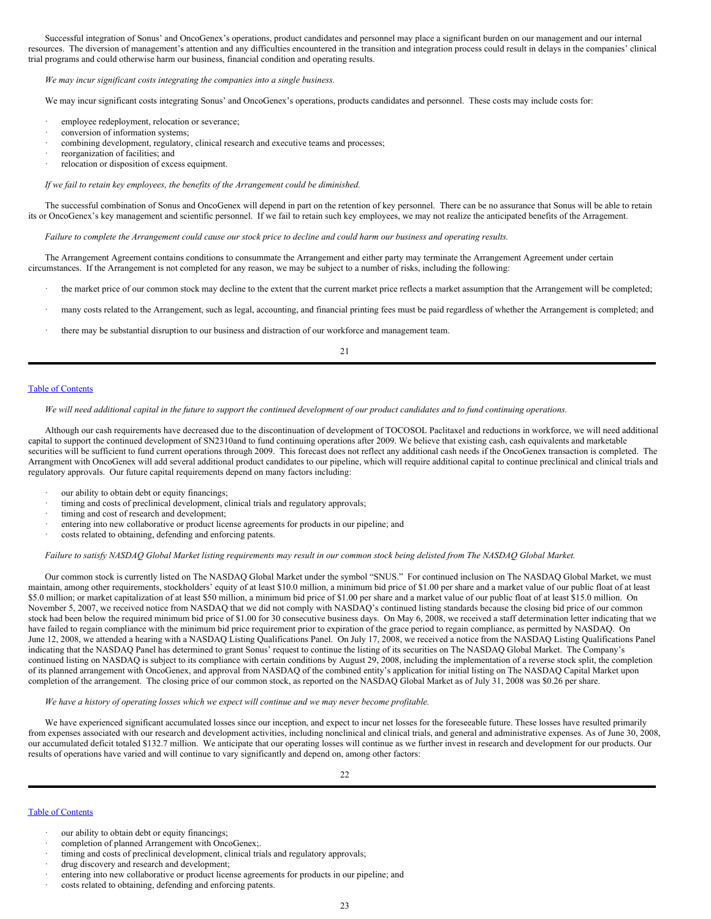Successful integration of Sonus' and OncoGenex's operations, product candidates and personnel may place a significant burden on our management and our internal resources. The diversion of management's attention and any difficulties encountered in the transition and integration process could result in delays in the companies' clinical trial programs and could otherwise harm our business, financial condition and operating results.

*We may incur significant costs integrating the companies into a single business.*

We may incur significant costs integrating Sonus' and OncoGenex's operations, products candidates and personnel. These costs may include costs for:

- employee redeployment, relocation or severance;
- conversion of information systems;
- combining development, regulatory, clinical research and executive teams and processes;
- reorganization of facilities; and
- relocation or disposition of excess equipment.

*If we fail to retain key employees, the benefits of the Arrangement could be diminished.*

The successful combination of Sonus and OncoGenex will depend in part on the retention of key personnel. There can be no assurance that Sonus will be able to retain its or OncoGenex's key management and scientific personnel. If we fail to retain such key employees, we may not realize the anticipated benefits of the Arragement.

*Failure to complete the Arrangement could cause our stock price to decline and could harm our business and operating results.*

The Arrangement Agreement contains conditions to consummate the Arrangement and either party may terminate the Arrangement Agreement under certain circumstances. If the Arrangement is not completed for any reason, we may be subject to a number of risks, including the following:

- the market price of our common stock may decline to the extent that the current market price reflects a market assumption that the Arrangement will be completed;
- many costs related to the Arrangement, such as legal, accounting, and financial printing fees must be paid regardless of whether the Arrangement is completed; and
- there may be substantial disruption to our business and distraction of our workforce and management team.

*We will need additional capital in the future to support the continued development of our product candidates and to fund continuing operations.*

Although our cash requirements have decreased due to the discontinuation of development of TOCOSOL Paclitaxel and reductions in workforce, we will need additional capital to support the continued development of SN2310and to fund continuing operations after 2009. We believe that existing cash, cash equivalents and marketable securities will be sufficient to fund current operations through 2009. This forecast does not reflect any additional cash needs if the OncoGenex transaction is completed. The Arrangment with OncoGenex will add several additional product candidates to our pipeline, which will require additional capital to continue preclinical and clinical trials and regulatory approvals. Our future capital requirements depend on many factors including:

- our ability to obtain debt or equity financings;
- timing and costs of preclinical development, clinical trials and regulatory approvals;
- timing and cost of research and development;
- entering into new collaborative or product license agreements for products in our pipeline; and
- costs related to obtaining, defending and enforcing patents.

*Failure to satisfy NASDAQ Global Market listing requirements may result in our common stock being delisted from The NASDAQ Global Market.*

Our common stock is currently listed on The NASDAQ Global Market under the symbol "SNUS." For continued inclusion on The NASDAQ Global Market, we must maintain, among other requirements, stockholders' equity of at least $10.0 million, a minimum bid price of $1.00 per share and a market value of our public float of at least $5.0 million; or market capitalization of at least $50 million, a minimum bid price of $1.00 per share and a market value of our public float of at least $15.0 million. On November 5, 2007, we received notice from NASDAQ that we did not comply with NASDAQ's continued listing standards because the closing bid price of our common stock had been below the required minimum bid price of $1.00 for 30 consecutive business days. On May 6, 2008, we received a staff determination letter indicating that we have failed to regain compliance with the minimum bid price requirement prior to expiration of the grace period to regain compliance, as permitted by NASDAQ. On June 12, 2008, we attended a hearing with a NASDAQ Listing Qualifications Panel. On July 17, 2008, we received a notice from the NASDAQ Listing Qualifications Panel indicating that the NASDAQ Panel has determined to grant Sonus' request to continue the listing of its securities on The NASDAQ Global Market. The Company's continued listing on NASDAQ is subject to its compliance with certain conditions by August 29, 2008, including the implementation of a reverse stock split, the completion of its planned arrangement with OncoGenex, and approval from NASDAQ of the combined entity's application for initial listing on The NASDAQ Capital Market upon completion of the arrangement. The closing price of our common stock, as reported on the NASDAQ Global Market as of July 31, 2008 was $0.26 per share.

*We have a history of operating losses which we expect will continue and we may never become profitable.*

We have experienced significant accumulated losses since our inception, and expect to incur net losses for the foreseeable future. These losses have resulted primarily from expenses associated with our research and development activities, including nonclinical and clinical trials, and general and administrative expenses. As of June 30, 2008, our accumulated deficit totaled $132.7 million. We anticipate that our operating losses will continue as we further invest in research and development for our products. Our results of operations have varied and will continue to vary significantly and depend on, among other factors:

- our ability to obtain debt or equity financings;
- completion of planned Arrangement with OncoGenex;.
- timing and costs of preclinical development, clinical trials and regulatory approvals;
- drug discovery and research and development;
- entering into new collaborative or product license agreements for products in our pipeline; and
- costs related to obtaining, defending and enforcing patents.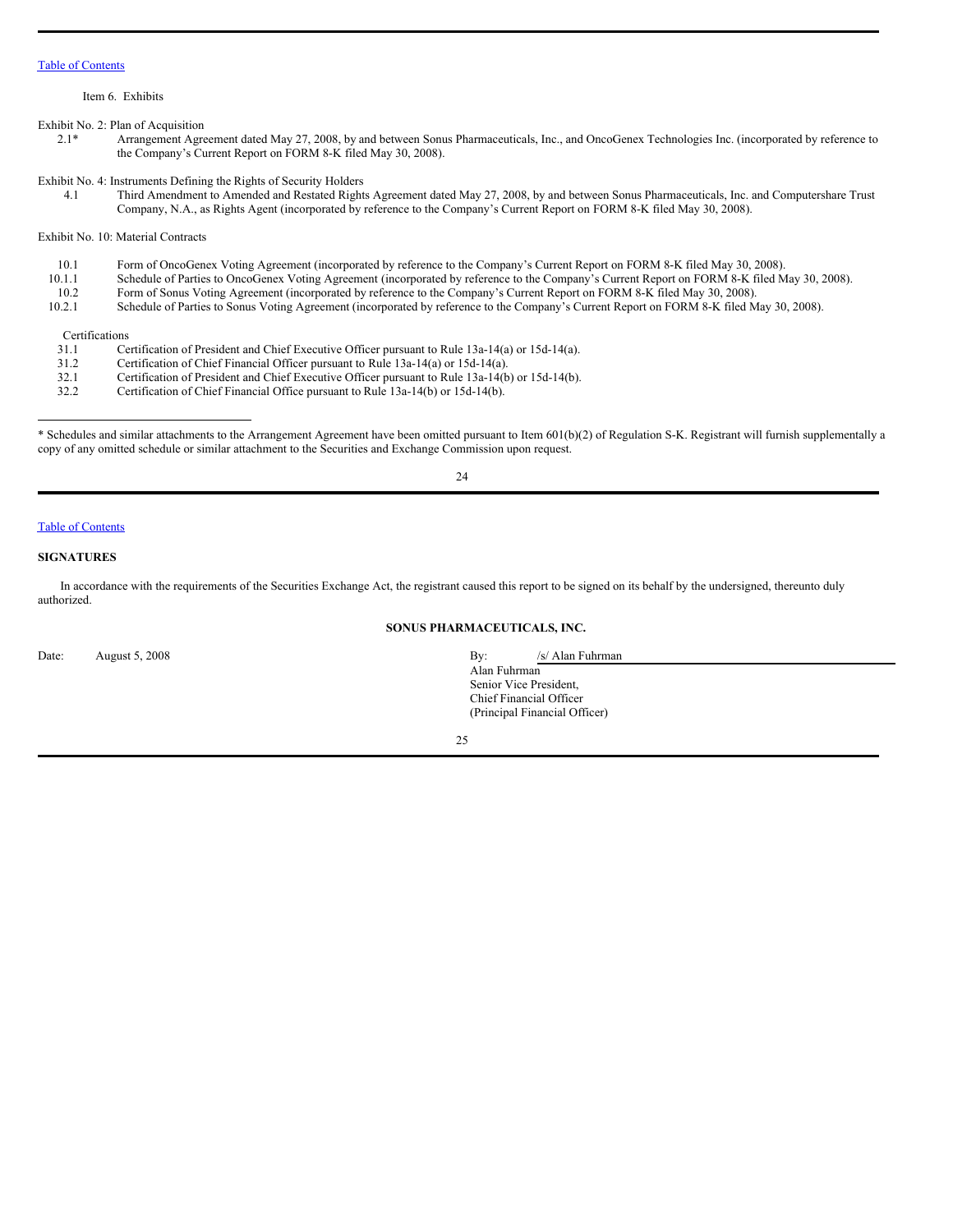Table of Contents

Item 6. Exhibits

Exhibit No. 2: Plan of Acquisition

| | |
|---|---|
| 2.1* | Arrangement Agreement dated May 27, 2008, by and between Sonus Pharmaceuticals, Inc., and OncoGenex Technologies Inc. (incorporated by reference to the Company's Current Report on FORM 8-K filed May 30, 2008). |

Exhibit No. 4: Instruments Defining the Rights of Security Holders

| | |
|---|---|
| 4.1 | Third Amendment to Amended and Restated Rights Agreement dated May 27, 2008, by and between Sonus Pharmaceuticals, Inc. and Computershare Trust Company, N.A., as Rights Agent (incorporated by reference to the Company's Current Report on FORM 8-K filed May 30, 2008). |

Exhibit No. 10: Material Contracts

| | |
|---|---|
| 10.1 | Form of OncoGenex Voting Agreement (incorporated by reference to the Company's Current Report on FORM 8-K filed May 30, 2008). |
| 10.1.1 | Schedule of Parties to OncoGenex Voting Agreement (incorporated by reference to the Company's Current Report on FORM 8-K filed May 30, 2008). |
| 10.2 | Form of Sonus Voting Agreement (incorporated by reference to the Company's Current Report on FORM 8-K filed May 30, 2008). |
| 10.2.1 | Schedule of Parties to Sonus Voting Agreement (incorporated by reference to the Company's Current Report on FORM 8-K filed May 30, 2008). |

Certifications

| | |
|---|---|
| 31.1 | Certification of President and Chief Executive Officer pursuant to Rule 13a-14(a) or 15d-14(a). |
| 31.2 | Certification of Chief Financial Officer pursuant to Rule 13a-14(a) or 15d-14(a). |
| 32.1 | Certification of President and Chief Executive Officer pursuant to Rule 13a-14(b) or 15d-14(b). |
| 32.2 | Certification of Chief Financial Office pursuant to Rule 13a-14(b) or 15d-14(b). |

---

* Schedules and similar attachments to the Arrangement Agreement have been omitted pursuant to Item 601(b)(2) of Regulation S-K. Registrant will furnish supplementally a copy of any omitted schedule or similar attachment to the Securities and Exchange Commission upon request.

Table of Contents

## SIGNATURES

In accordance with the requirements of the Securities Exchange Act, the registrant caused this report to be signed on its behalf by the undersigned, thereunto duly authorized.

**SONUS PHARMACEUTICALS, INC.**

Date: August 5, 2008

By: /s/ Alan Fuhrman

Alan Fuhrman
Senior Vice President,
Chief Financial Officer
(Principal Financial Officer)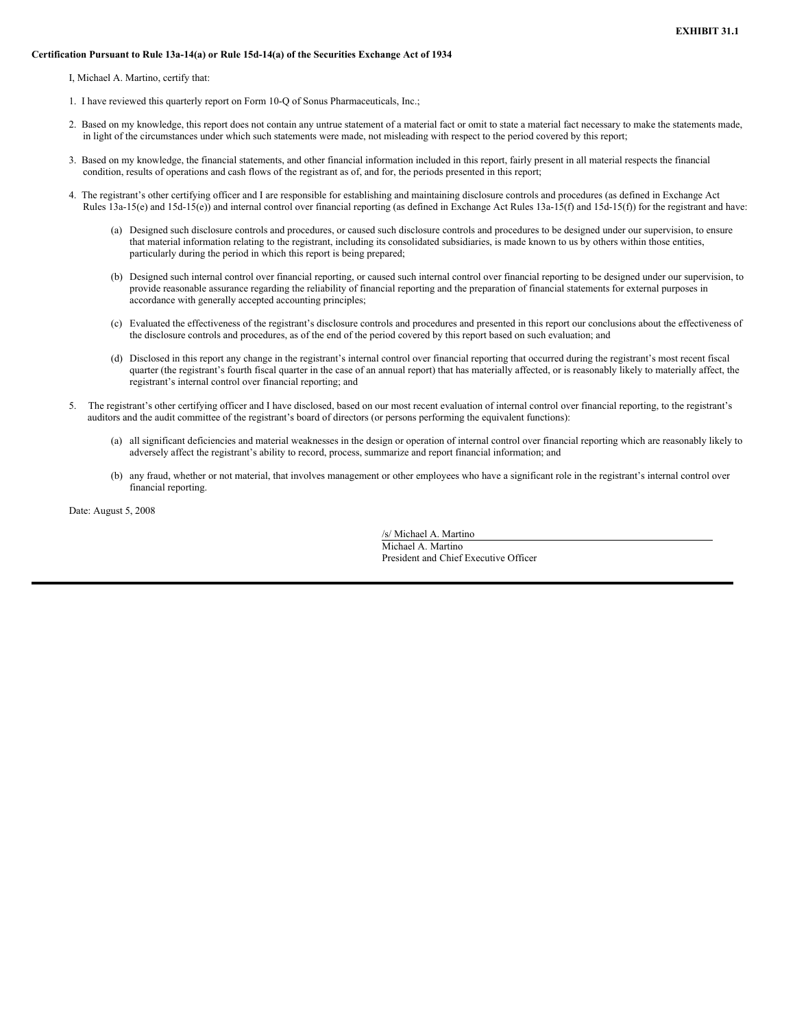**EXHIBIT 31.1**

**Certification Pursuant to Rule 13a-14(a) or Rule 15d-14(a) of the Securities Exchange Act of 1934**

I, Michael A. Martino, certify that:

1. I have reviewed this quarterly report on Form 10-Q of Sonus Pharmaceuticals, Inc.;

2. Based on my knowledge, this report does not contain any untrue statement of a material fact or omit to state a material fact necessary to make the statements made, in light of the circumstances under which such statements were made, not misleading with respect to the period covered by this report;

3. Based on my knowledge, the financial statements, and other financial information included in this report, fairly present in all material respects the financial condition, results of operations and cash flows of the registrant as of, and for, the periods presented in this report;

4. The registrant's other certifying officer and I are responsible for establishing and maintaining disclosure controls and procedures (as defined in Exchange Act Rules 13a-15(e) and 15d-15(e)) and internal control over financial reporting (as defined in Exchange Act Rules 13a-15(f) and 15d-15(f)) for the registrant and have:

   (a) Designed such disclosure controls and procedures, or caused such disclosure controls and procedures to be designed under our supervision, to ensure that material information relating to the registrant, including its consolidated subsidiaries, is made known to us by others within those entities, particularly during the period in which this report is being prepared;

   (b) Designed such internal control over financial reporting, or caused such internal control over financial reporting to be designed under our supervision, to provide reasonable assurance regarding the reliability of financial reporting and the preparation of financial statements for external purposes in accordance with generally accepted accounting principles;

   (c) Evaluated the effectiveness of the registrant's disclosure controls and procedures and presented in this report our conclusions about the effectiveness of the disclosure controls and procedures, as of the end of the period covered by this report based on such evaluation; and

   (d) Disclosed in this report any change in the registrant's internal control over financial reporting that occurred during the registrant's most recent fiscal quarter (the registrant's fourth fiscal quarter in the case of an annual report) that has materially affected, or is reasonably likely to materially affect, the registrant's internal control over financial reporting; and

5. The registrant's other certifying officer and I have disclosed, based on our most recent evaluation of internal control over financial reporting, to the registrant's auditors and the audit committee of the registrant's board of directors (or persons performing the equivalent functions):

   (a) all significant deficiencies and material weaknesses in the design or operation of internal control over financial reporting which are reasonably likely to adversely affect the registrant's ability to record, process, summarize and report financial information; and

   (b) any fraud, whether or not material, that involves management or other employees who have a significant role in the registrant's internal control over financial reporting.

Date: August 5, 2008

/s/ Michael A. Martino
Michael A. Martino
President and Chief Executive Officer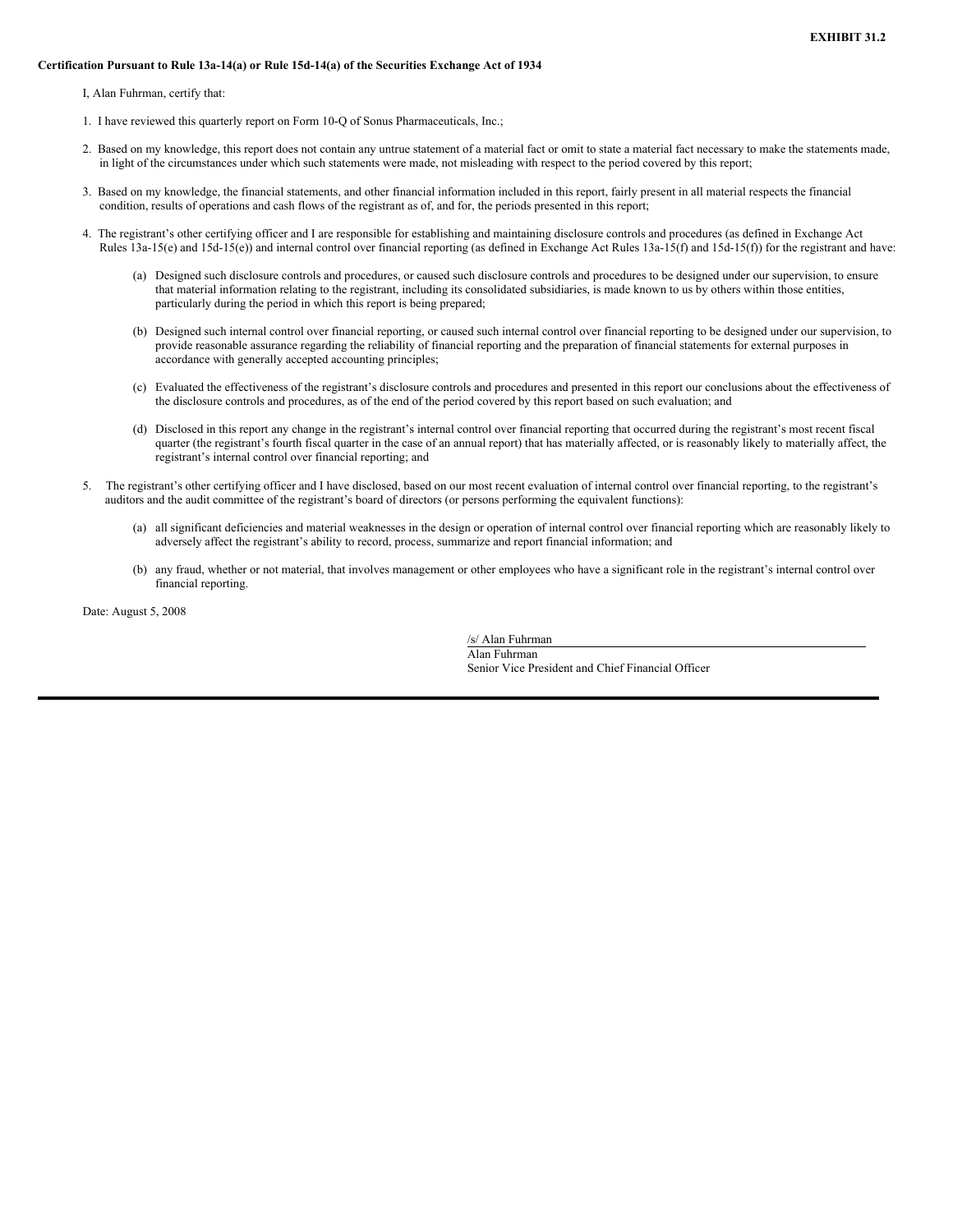**EXHIBIT 31.2**

**Certification Pursuant to Rule 13a-14(a) or Rule 15d-14(a) of the Securities Exchange Act of 1934**

I, Alan Fuhrman, certify that:

1. I have reviewed this quarterly report on Form 10-Q of Sonus Pharmaceuticals, Inc.;

2. Based on my knowledge, this report does not contain any untrue statement of a material fact or omit to state a material fact necessary to make the statements made, in light of the circumstances under which such statements were made, not misleading with respect to the period covered by this report;

3. Based on my knowledge, the financial statements, and other financial information included in this report, fairly present in all material respects the financial condition, results of operations and cash flows of the registrant as of, and for, the periods presented in this report;

4. The registrant's other certifying officer and I are responsible for establishing and maintaining disclosure controls and procedures (as defined in Exchange Act Rules 13a-15(e) and 15d-15(e)) and internal control over financial reporting (as defined in Exchange Act Rules 13a-15(f) and 15d-15(f)) for the registrant and have:

   (a) Designed such disclosure controls and procedures, or caused such disclosure controls and procedures to be designed under our supervision, to ensure that material information relating to the registrant, including its consolidated subsidiaries, is made known to us by others within those entities, particularly during the period in which this report is being prepared;

   (b) Designed such internal control over financial reporting, or caused such internal control over financial reporting to be designed under our supervision, to provide reasonable assurance regarding the reliability of financial reporting and the preparation of financial statements for external purposes in accordance with generally accepted accounting principles;

   (c) Evaluated the effectiveness of the registrant's disclosure controls and procedures and presented in this report our conclusions about the effectiveness of the disclosure controls and procedures, as of the end of the period covered by this report based on such evaluation; and

   (d) Disclosed in this report any change in the registrant's internal control over financial reporting that occurred during the registrant's most recent fiscal quarter (the registrant's fourth fiscal quarter in the case of an annual report) that has materially affected, or is reasonably likely to materially affect, the registrant's internal control over financial reporting; and

5. The registrant's other certifying officer and I have disclosed, based on our most recent evaluation of internal control over financial reporting, to the registrant's auditors and the audit committee of the registrant's board of directors (or persons performing the equivalent functions):

   (a) all significant deficiencies and material weaknesses in the design or operation of internal control over financial reporting which are reasonably likely to adversely affect the registrant's ability to record, process, summarize and report financial information; and

   (b) any fraud, whether or not material, that involves management or other employees who have a significant role in the registrant's internal control over financial reporting.

Date: August 5, 2008

/s/ Alan Fuhrman

Alan Fuhrman

Senior Vice President and Chief Financial Officer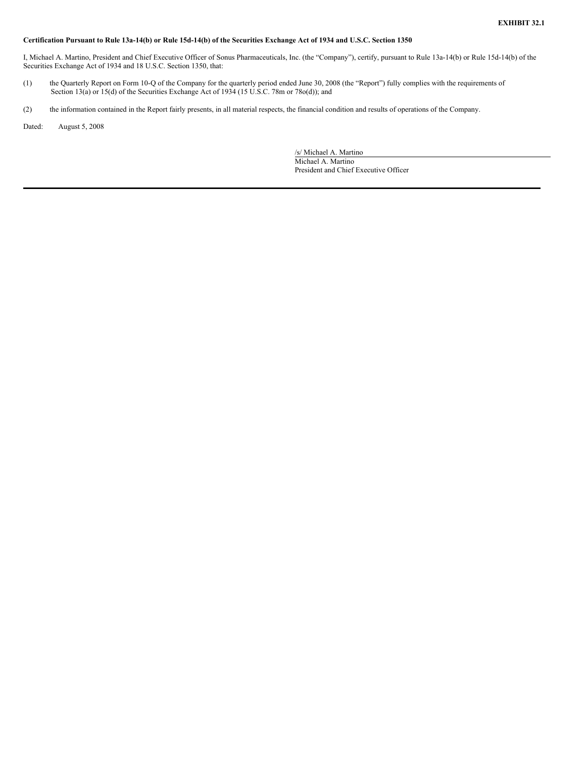**EXHIBIT 32.1**

**Certification Pursuant to Rule 13a-14(b) or Rule 15d-14(b) of the Securities Exchange Act of 1934 and U.S.C. Section 1350**

I, Michael A. Martino, President and Chief Executive Officer of Sonus Pharmaceuticals, Inc. (the "Company"), certify, pursuant to Rule 13a-14(b) or Rule 15d-14(b) of the Securities Exchange Act of 1934 and 18 U.S.C. Section 1350, that:

(1) the Quarterly Report on Form 10-Q of the Company for the quarterly period ended June 30, 2008 (the "Report") fully complies with the requirements of Section 13(a) or 15(d) of the Securities Exchange Act of 1934 (15 U.S.C. 78m or 78o(d)); and

(2) the information contained in the Report fairly presents, in all material respects, the financial condition and results of operations of the Company.

Dated: August 5, 2008

/s/ Michael A. Martino
Michael A. Martino
President and Chief Executive Officer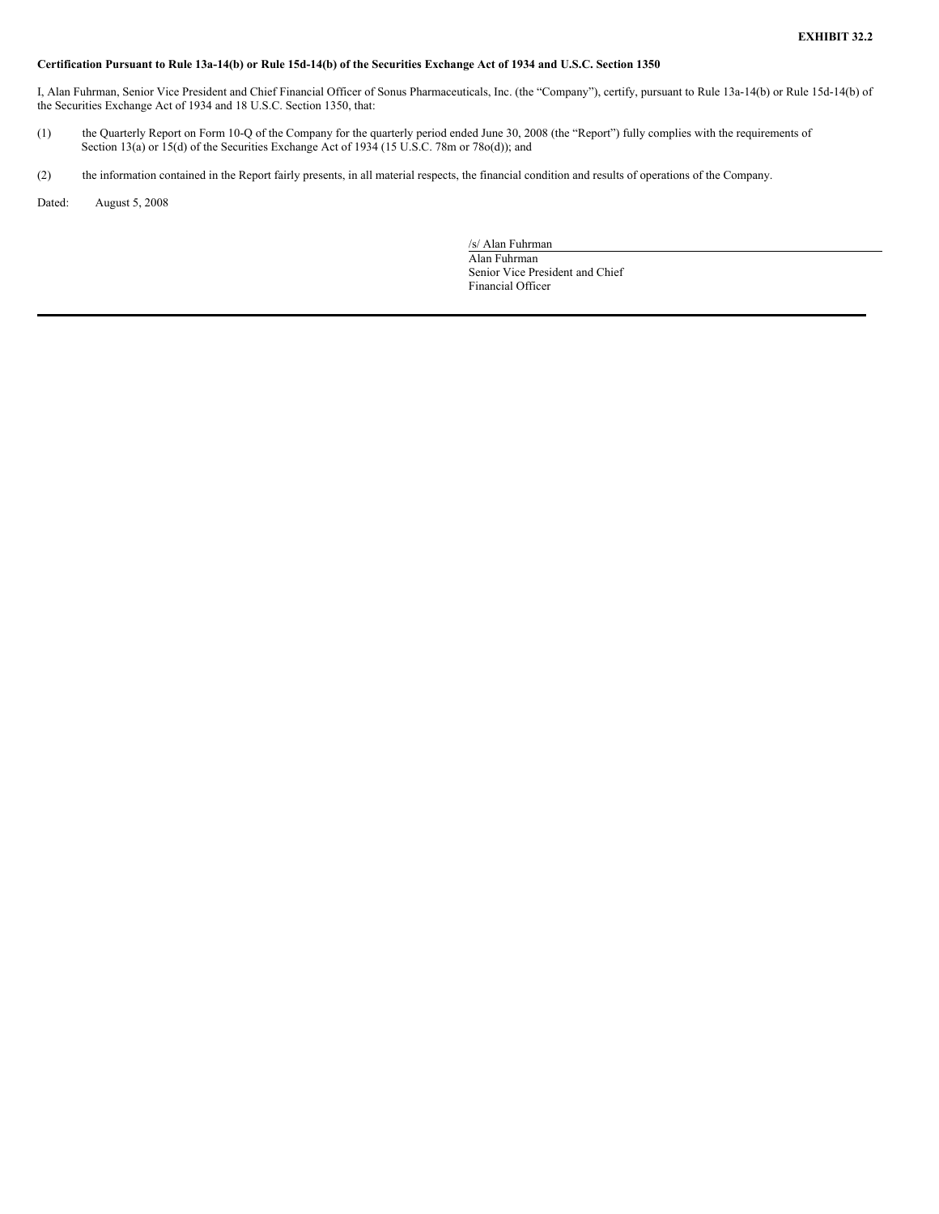**EXHIBIT 32.2**

**Certification Pursuant to Rule 13a-14(b) or Rule 15d-14(b) of the Securities Exchange Act of 1934 and U.S.C. Section 1350**

I, Alan Fuhrman, Senior Vice President and Chief Financial Officer of Sonus Pharmaceuticals, Inc. (the "Company"), certify, pursuant to Rule 13a-14(b) or Rule 15d-14(b) of the Securities Exchange Act of 1934 and 18 U.S.C. Section 1350, that:

(1) the Quarterly Report on Form 10-Q of the Company for the quarterly period ended June 30, 2008 (the "Report") fully complies with the requirements of Section 13(a) or 15(d) of the Securities Exchange Act of 1934 (15 U.S.C. 78m or 78o(d)); and

(2) the information contained in the Report fairly presents, in all material respects, the financial condition and results of operations of the Company.

Dated: August 5, 2008

/s/ Alan Fuhrman
Alan Fuhrman
Senior Vice President and Chief Financial Officer